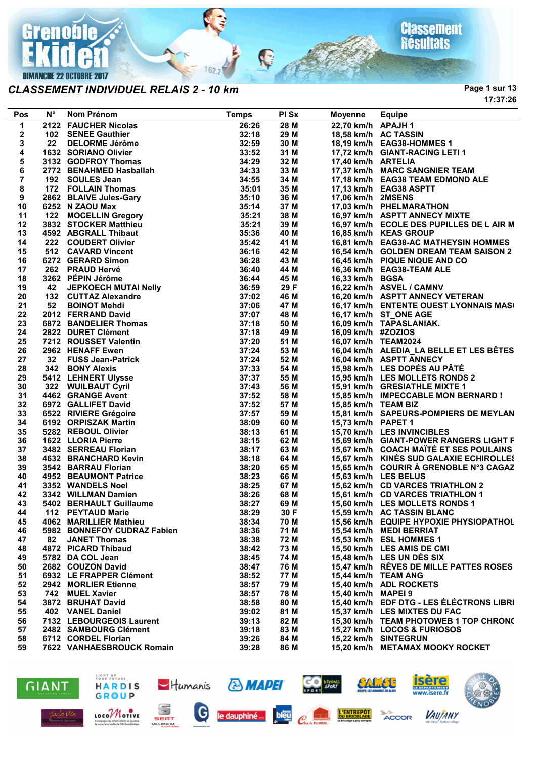# Grenoble Ekiden

DIMANCHE 22 OCTOBRE 2017

Classement Résultats

## CLASSEMENT INDIVIDUEL RELAIS 2 - 10 km

17:37:26

| Pos | N° | Nom Prénom | Temps | Pl Sx | Moyenne | Equipe |
|---|---|---|---|---|---|---|
| 1 | 2122 | FAUCHER Nicolas | 26:26 | 28 M | 22,70 km/h | APAJH 1 |
| 2 | 102 | SENEE Gauthier | 32:18 | 29 M | 18,58 km/h | AC TASSIN |
| 3 | 22 | DELORME Jérôme | 32:59 | 30 M | 18,19 km/h | EAG38-HOMMES 1 |
| 4 | 1632 | SORIANO Olivier | 33:52 | 31 M | 17,72 km/h | GIANT-RACING LETI 1 |
| 5 | 3132 | GODFROY Thomas | 34:29 | 32 M | 17,40 km/h | ARTELIA |
| 6 | 2772 | BENAHMED Hasballah | 34:33 | 33 M | 17,37 km/h | MARC SANGNIER TEAM |
| 7 | 192 | SOULES Jean | 34:55 | 34 M | 17,18 km/h | EAG38 TEAM EDMOND ALE |
| 8 | 172 | FOLLAIN Thomas | 35:01 | 35 M | 17,13 km/h | EAG38 ASPTT |
| 9 | 2862 | BLAIVE Jules-Gary | 35:10 | 36 M | 17,06 km/h | 2MSENS |
| 10 | 6252 | N ZAOU Max | 35:14 | 37 M | 17,03 km/h | PHELMARATHON |
| 11 | 122 | MOCELLIN Gregory | 35:21 | 38 M | 16,97 km/h | ASPTT ANNECY MIXTE |
| 12 | 3832 | STOCKER Matthieu | 35:21 | 39 M | 16,97 km/h | ECOLE DES PUPILLES DE L AIR M |
| 13 | 4592 | ABGRALL Thibaut | 35:36 | 40 M | 16,85 km/h | KEAS GROUP |
| 14 | 222 | COUDERT Olivier | 35:42 | 41 M | 16,81 km/h | EAG38-AC MATHEYSIN HOMMES |
| 15 | 512 | CAVARD Vincent | 36:16 | 42 M | 16,54 km/h | GOLDEN DREAM TEAM SAISON 2 |
| 16 | 6272 | GERARD Simon | 36:28 | 43 M | 16,45 km/h | PIQUE NIQUE AND CO |
| 17 | 262 | PRAUD Hervé | 36:40 | 44 M | 16,36 km/h | EAG38-TEAM ALE |
| 18 | 3262 | PÉPIN Jérôme | 36:44 | 45 M | 16,33 km/h | BGSA |
| 19 | 42 | JEPKOECH MUTAI Nelly | 36:59 | 29 F | 16,22 km/h | ASVEL / CAMNV |
| 20 | 132 | CUTTAZ Alexandre | 37:02 | 46 M | 16,20 km/h | ASPTT ANNECY VETERAN |
| 21 | 52 | BOINOT Mehdi | 37:06 | 47 M | 16,17 km/h | ENTENTE OUEST LYONNAIS MAS( |
| 22 | 2012 | FERRAND David | 37:07 | 48 M | 16,17 km/h | ST_ONE AGE |
| 23 | 6872 | BANDELIER Thomas | 37:18 | 50 M | 16,09 km/h | TAPASLANIAK. |
| 24 | 2822 | DURET Clément | 37:18 | 49 M | 16,09 km/h | #ZOZIOS |
| 25 | 7212 | ROUSSET Valentin | 37:20 | 51 M | 16,07 km/h | TEAM2024 |
| 26 | 2962 | HENAFF Ewen | 37:24 | 53 M | 16,04 km/h | ALEDIA_LA BELLE ET LES BÊTES |
| 27 | 32 | FUSS Jean-Patrick | 37:24 | 52 M | 16,04 km/h | ASPTT ANNECY |
| 28 | 342 | BONY Alexis | 37:33 | 54 M | 15,98 km/h | LES DOPÉS AU PÂTÉ |
| 29 | 5412 | LEHNERT Ulysse | 37:37 | 55 M | 15,95 km/h | LES MOLLETS RONDS 2 |
| 30 | 322 | WUILBAUT Cyril | 37:43 | 56 M | 15,91 km/h | GRESIATHLE MIXTE 1 |
| 31 | 4462 | GRANGE Avent | 37:52 | 58 M | 15,85 km/h | IMPECCABLE MON BERNARD ! |
| 32 | 6972 | GALLIFET David | 37:52 | 57 M | 15,85 km/h | TEAM BIZ |
| 33 | 6522 | RIVIERE Grégoire | 37:57 | 59 M | 15,81 km/h | SAPEURS-POMPIERS DE MEYLAN |
| 34 | 6192 | ORPISZAK Martin | 38:09 | 60 M | 15,73 km/h | PAPET 1 |
| 35 | 5282 | REBOUL Olivier | 38:13 | 61 M | 15,70 km/h | LES INVINCIBLES |
| 36 | 1622 | LLORIA Pierre | 38:15 | 62 M | 15,69 km/h | GIANT-POWER RANGERS LIGHT F |
| 37 | 3482 | SERREAU Florian | 38:17 | 63 M | 15,67 km/h | COACH MAÏTÉ ET SES POULAINS |
| 38 | 4632 | BRANCHARD Kevin | 38:18 | 64 M | 15,67 km/h | KINÉS SUD GALAXIE ECHIROLLES |
| 39 | 3542 | BARRAU Florian | 38:20 | 65 M | 15,65 km/h | COURIR À GRENOBLE N°3 CAGAZ |
| 40 | 4952 | BEAUMONT Patrice | 38:23 | 66 M | 15,63 km/h | LES BELUS |
| 41 | 3352 | WANDELS Noel | 38:25 | 67 M | 15,62 km/h | CD VARCES TRIATHLON 2 |
| 42 | 3342 | WILLMAN Damien | 38:26 | 68 M | 15,61 km/h | CD VARCES TRIATHLON 1 |
| 43 | 5402 | BERHAULT Guillaume | 38:27 | 69 M | 15,60 km/h | LES MOLLETS RONDS 1 |
| 44 | 112 | PEYTAUD Marie | 38:29 | 30 F | 15,59 km/h | AC TASSIN BLANC |
| 45 | 4062 | MARILLIER Mathieu | 38:34 | 70 M | 15,56 km/h | EQUIPE HYPOXIE PHYSIOPATHOL |
| 46 | 5982 | BONNEFOY CUDRAZ Fabien | 38:36 | 71 M | 15,54 km/h | MEDI BERRIAT |
| 47 | 82 | JANET Thomas | 38:38 | 72 M | 15,53 km/h | ESL HOMMES 1 |
| 48 | 4872 | PICARD Thibaud | 38:42 | 73 M | 15,50 km/h | LES AMIS DE CMI |
| 49 | 5782 | DA COL Jean | 38:45 | 74 M | 15,48 km/h | LES UN DÉS SIX |
| 50 | 2682 | COUZON David | 38:47 | 76 M | 15,47 km/h | RÊVES DE MILLE PATTES ROSES |
| 51 | 6932 | LE FRAPPER Clément | 38:52 | 77 M | 15,44 km/h | TEAM ANG |
| 52 | 2942 | MORLIER Etienne | 38:57 | 79 M | 15,40 km/h | ADL ROCKETS |
| 53 | 742 | MUEL Xavier | 38:57 | 78 M | 15,40 km/h | MAPEI 9 |
| 54 | 3872 | BRUHAT David | 38:58 | 80 M | 15,40 km/h | EDF DTG - LES ÉLÉCTRONS LIBRI |
| 55 | 402 | VANEL Daniel | 39:02 | 81 M | 15,37 km/h | LES MIXTES DU FAC |
| 56 | 7132 | LEBOURGEOIS Laurent | 39:13 | 82 M | 15,30 km/h | TEAM PHOTOWEB 1 TOP CHRONO |
| 57 | 2482 | SAMBOURG Clément | 39:18 | 83 M | 15,27 km/h | LOCOS & FURIOSOS |
| 58 | 6712 | CORDEL Florian | 39:26 | 84 M | 15,22 km/h | SINTEGRUN |
| 59 | 7622 | VANHAESBROUCK Romain | 39:28 | 86 M | 15,20 km/h | METAMAX MOOKY ROCKET |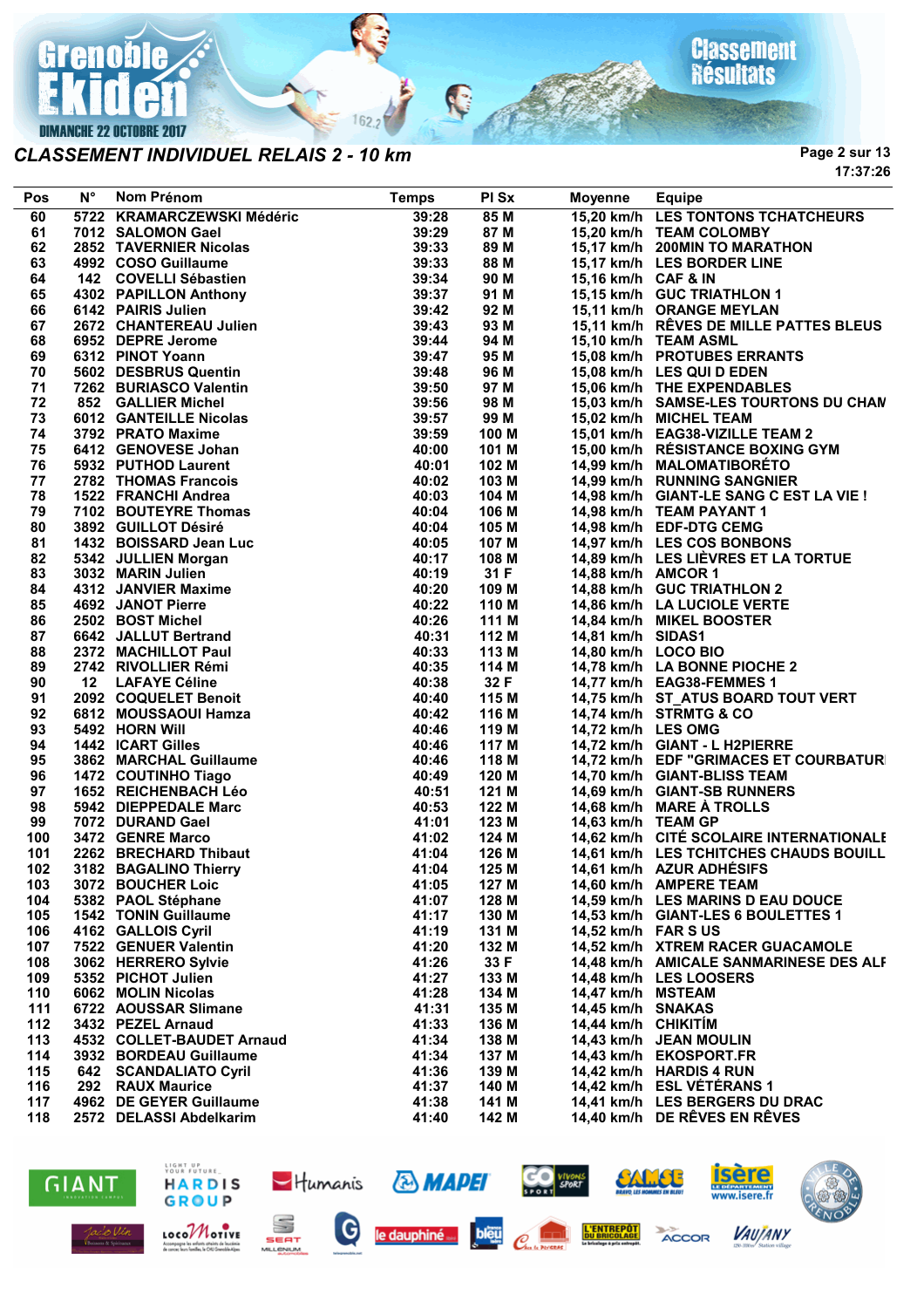## CLASSEMENT INDIVIDUEL RELAIS 2 - 10 km

| Pos | N° | Nom Prénom | Temps | Pl Sx | Moyenne | Equipe |
|---|---|---|---|---|---|---|
| 60 | 5722 | KRAMARCZEWSKI Médéric | 39:28 | 85 M | 15,20 km/h | LES TONTONS TCHATCHEURS |
| 61 | 7012 | SALOMON Gael | 39:29 | 87 M | 15,20 km/h | TEAM COLOMBY |
| 62 | 2852 | TAVERNIER Nicolas | 39:33 | 89 M | 15,17 km/h | 200MIN TO MARATHON |
| 63 | 4992 | COSO Guillaume | 39:33 | 88 M | 15,17 km/h | LES BORDER LINE |
| 64 | 142 | COVELLI Sébastien | 39:34 | 90 M | 15,16 km/h | CAF & IN |
| 65 | 4302 | PAPILLON Anthony | 39:37 | 91 M | 15,15 km/h | GUC TRIATHLON 1 |
| 66 | 6142 | PAIRIS Julien | 39:42 | 92 M | 15,11 km/h | ORANGE MEYLAN |
| 67 | 2672 | CHANTEREAU Julien | 39:43 | 93 M | 15,11 km/h | RÊVES DE MILLE PATTES BLEUS |
| 68 | 6952 | DEPRE Jerome | 39:44 | 94 M | 15,10 km/h | TEAM ASML |
| 69 | 6312 | PINOT Yoann | 39:47 | 95 M | 15,08 km/h | PROTUBES ERRANTS |
| 70 | 5602 | DESBRUS Quentin | 39:48 | 96 M | 15,08 km/h | LES QUI D EDEN |
| 71 | 7262 | BURIASCO Valentin | 39:50 | 97 M | 15,06 km/h | THE EXPENDABLES |
| 72 | 852 | GALLIER Michel | 39:56 | 98 M | 15,03 km/h | SAMSE-LES TOURTONS DU CHAM |
| 73 | 6012 | GANTEILLE Nicolas | 39:57 | 99 M | 15,02 km/h | MICHEL TEAM |
| 74 | 3792 | PRATO Maxime | 39:59 | 100 M | 15,01 km/h | EAG38-VIZILLE TEAM 2 |
| 75 | 6412 | GENOVESE Johan | 40:00 | 101 M | 15,00 km/h | RÉSISTANCE BOXING GYM |
| 76 | 5932 | PUTHOD Laurent | 40:01 | 102 M | 14,99 km/h | MALOMATIBORÉTO |
| 77 | 2782 | THOMAS Francois | 40:02 | 103 M | 14,99 km/h | RUNNING SANGNIER |
| 78 | 1522 | FRANCHI Andrea | 40:03 | 104 M | 14,98 km/h | GIANT-LE SANG C EST LA VIE ! |
| 79 | 7102 | BOUTEYRE Thomas | 40:04 | 106 M | 14,98 km/h | TEAM PAYANT 1 |
| 80 | 3892 | GUILLOT Désiré | 40:04 | 105 M | 14,98 km/h | EDF-DTG CEMG |
| 81 | 1432 | BOISSARD Jean Luc | 40:05 | 107 M | 14,97 km/h | LES COS BONBONS |
| 82 | 5342 | JULLIEN Morgan | 40:17 | 108 M | 14,89 km/h | LES LIÈVRES ET LA TORTUE |
| 83 | 3032 | MARIN Julien | 40:19 | 31 F | 14,88 km/h | AMCOR 1 |
| 84 | 4312 | JANVIER Maxime | 40:20 | 109 M | 14,88 km/h | GUC TRIATHLON 2 |
| 85 | 4692 | JANOT Pierre | 40:22 | 110 M | 14,86 km/h | LA LUCIOLE VERTE |
| 86 | 2502 | BOST Michel | 40:26 | 111 M | 14,84 km/h | MIKEL BOOSTER |
| 87 | 6642 | JALLUT Bertrand | 40:31 | 112 M | 14,81 km/h | SIDAS1 |
| 88 | 2372 | MACHILLOT Paul | 40:33 | 113 M | 14,80 km/h | LOCO BIO |
| 89 | 2742 | RIVOLLIER Rémi | 40:35 | 114 M | 14,78 km/h | LA BONNE PIOCHE 2 |
| 90 | 12 | LAFAYE Céline | 40:38 | 32 F | 14,77 km/h | EAG38-FEMMES 1 |
| 91 | 2092 | COQUELET Benoit | 40:40 | 115 M | 14,75 km/h | ST_ATUS BOARD TOUT VERT |
| 92 | 6812 | MOUSSAOUI Hamza | 40:42 | 116 M | 14,74 km/h | STRMTG & CO |
| 93 | 5492 | HORN Will | 40:46 | 119 M | 14,72 km/h | LES OMG |
| 94 | 1442 | ICART Gilles | 40:46 | 117 M | 14,72 km/h | GIANT - L H2PIERRE |
| 95 | 3862 | MARCHAL Guillaume | 40:46 | 118 M | 14,72 km/h | EDF "GRIMACES ET COURBATURI |
| 96 | 1472 | COUTINHO Tiago | 40:49 | 120 M | 14,70 km/h | GIANT-BLISS TEAM |
| 97 | 1652 | REICHENBACH Léo | 40:51 | 121 M | 14,69 km/h | GIANT-SB RUNNERS |
| 98 | 5942 | DIEPPEDALE Marc | 40:53 | 122 M | 14,68 km/h | MARE À TROLLS |
| 99 | 7072 | DURAND Gael | 41:01 | 123 M | 14,63 km/h | TEAM GP |
| 100 | 3472 | GENRE Marco | 41:02 | 124 M | 14,62 km/h | CITÉ SCOLAIRE INTERNATIONALE |
| 101 | 2262 | BRECHARD Thibaut | 41:04 | 126 M | 14,61 km/h | LES TCHITCHES CHAUDS BOUILL |
| 102 | 3182 | BAGALINO Thierry | 41:04 | 125 M | 14,61 km/h | AZUR ADHÉSIFS |
| 103 | 3072 | BOUCHER Loic | 41:05 | 127 M | 14,60 km/h | AMPERE TEAM |
| 104 | 5382 | PAOL Stéphane | 41:07 | 128 M | 14,59 km/h | LES MARINS D EAU DOUCE |
| 105 | 1542 | TONIN Guillaume | 41:17 | 130 M | 14,53 km/h | GIANT-LES 6 BOULETTES 1 |
| 106 | 4162 | GALLOIS Cyril | 41:19 | 131 M | 14,52 km/h | FAR S US |
| 107 | 7522 | GENUER Valentin | 41:20 | 132 M | 14,52 km/h | XTREM RACER GUACAMOLE |
| 108 | 3062 | HERRERO Sylvie | 41:26 | 33 F | 14,48 km/h | AMICALE SANMARINESE DES ALF |
| 109 | 5352 | PICHOT Julien | 41:27 | 133 M | 14,48 km/h | LES LOOSERS |
| 110 | 6062 | MOLIN Nicolas | 41:28 | 134 M | 14,47 km/h | MSTEAM |
| 111 | 6722 | AOUSSAR Slimane | 41:31 | 135 M | 14,45 km/h | SNAKAS |
| 112 | 3432 | PEZEL Arnaud | 41:33 | 136 M | 14,44 km/h | CHIKITÍM |
| 113 | 4532 | COLLET-BAUDET Arnaud | 41:34 | 138 M | 14,43 km/h | JEAN MOULIN |
| 114 | 3932 | BORDEAU Guillaume | 41:34 | 137 M | 14,43 km/h | EKOSPORT.FR |
| 115 | 642 | SCANDALIATO Cyril | 41:36 | 139 M | 14,42 km/h | HARDIS 4 RUN |
| 116 | 292 | RAUX Maurice | 41:37 | 140 M | 14,42 km/h | ESL VÉTÉRANS 1 |
| 117 | 4962 | DE GEYER Guillaume | 41:38 | 141 M | 14,41 km/h | LES BERGERS DU DRAC |
| 118 | 2572 | DELASSI Abdelkarim | 41:40 | 142 M | 14,40 km/h | DE RÊVES EN RÊVES |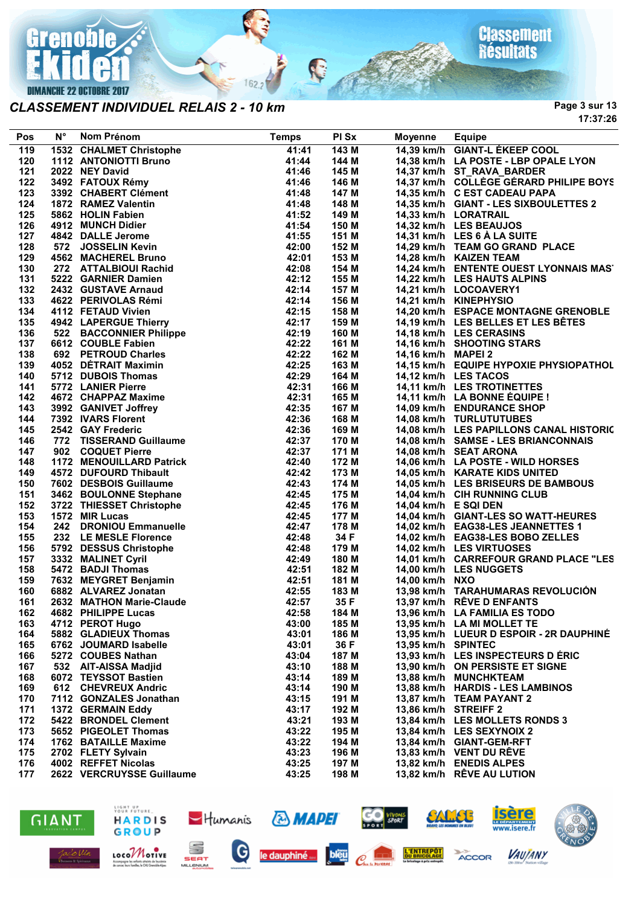Grenoble Ekiden

DIMANCHE 22 OCTOBRE 2017

Classement Résultats

## CLASSEMENT INDIVIDUEL RELAIS 2 - 10 km

17:37:26

| Pos | N° | Nom Prénom | Temps | Pl Sx | Moyenne | Equipe |
|---|---|---|---|---|---|---|
| 119 | 1532 | CHALMET Christophe | 41:41 | 143 M | 14,39 km/h | GIANT-L ÉKEEP COOL |
| 120 | 1112 | ANTONIOTTI Bruno | 41:44 | 144 M | 14,38 km/h | LA POSTE - LBP OPALE LYON |
| 121 | 2022 | NEY David | 41:46 | 145 M | 14,37 km/h | ST_RAVA_BARDER |
| 122 | 3492 | FATOUX Rémy | 41:46 | 146 M | 14,37 km/h | COLLÈGE GÉRARD PHILIPE BOYS |
| 123 | 3392 | CHABERT Clément | 41:48 | 147 M | 14,35 km/h | C EST CADEAU PAPA |
| 124 | 1872 | RAMEZ Valentin | 41:48 | 148 M | 14,35 km/h | GIANT - LES SIXBOULETTES 2 |
| 125 | 5862 | HOLIN Fabien | 41:52 | 149 M | 14,33 km/h | LORATRAIL |
| 126 | 4912 | MUNCH Didier | 41:54 | 150 M | 14,32 km/h | LES BEAUJOS |
| 127 | 4842 | DALLE Jerome | 41:55 | 151 M | 14,31 km/h | LES 6 À LA SUITE |
| 128 | 572 | JOSSELIN Kevin | 42:00 | 152 M | 14,29 km/h | TEAM GO GRAND PLACE |
| 129 | 4562 | MACHEREL Bruno | 42:01 | 153 M | 14,28 km/h | KAIZEN TEAM |
| 130 | 272 | ATTALBIOUI Rachid | 42:08 | 154 M | 14,24 km/h | ENTENTE OUEST LYONNAIS MAS |
| 131 | 5222 | GARNIER Damien | 42:12 | 155 M | 14,22 km/h | LES HAUTS ALPINS |
| 132 | 2432 | GUSTAVE Arnaud | 42:14 | 157 M | 14,21 km/h | LOCOAVERY1 |
| 133 | 4622 | PERIVOLAS Rémi | 42:14 | 156 M | 14,21 km/h | KINEPHYSIO |
| 134 | 4112 | FETAUD Vivien | 42:15 | 158 M | 14,20 km/h | ESPACE MONTAGNE GRENOBLE |
| 135 | 4942 | LAPERGUE Thierry | 42:17 | 159 M | 14,19 km/h | LES BELLES ET LES BÊTES |
| 136 | 522 | BACCONNIER Philippe | 42:19 | 160 M | 14,18 km/h | LES CERASINS |
| 137 | 6612 | COUBLE Fabien | 42:22 | 161 M | 14,16 km/h | SHOOTING STARS |
| 138 | 692 | PETROUD Charles | 42:22 | 162 M | 14,16 km/h | MAPEI 2 |
| 139 | 4052 | DÉTRAIT Maximin | 42:25 | 163 M | 14,15 km/h | EQUIPE HYPOXIE PHYSIOPATHOL |
| 140 | 5712 | DUBOIS Thomas | 42:29 | 164 M | 14,12 km/h | LES TACOS |
| 141 | 5772 | LANIER Pierre | 42:31 | 166 M | 14,11 km/h | LES TROTINETTES |
| 142 | 4672 | CHAPPAZ Maxime | 42:31 | 165 M | 14,11 km/h | LA BONNE ÉQUIPE ! |
| 143 | 3992 | GANIVET Joffrey | 42:35 | 167 M | 14,09 km/h | ENDURANCE SHOP |
| 144 | 7392 | IVARS Florent | 42:36 | 168 M | 14,08 km/h | TURLUTUTUBES |
| 145 | 2542 | GAY Frederic | 42:36 | 169 M | 14,08 km/h | LES PAPILLONS CANAL HISTORIC |
| 146 | 772 | TISSERAND Guillaume | 42:37 | 170 M | 14,08 km/h | SAMSE - LES BRIANCONNAIS |
| 147 | 902 | COQUET Pierre | 42:37 | 171 M | 14,08 km/h | SEAT ARONA |
| 148 | 1172 | MENOUILLARD Patrick | 42:40 | 172 M | 14,06 km/h | LA POSTE - WILD HORSES |
| 149 | 4572 | DUFOURD Thibault | 42:42 | 173 M | 14,05 km/h | KARATE KIDS UNITED |
| 150 | 7602 | DESBOIS Guillaume | 42:43 | 174 M | 14,05 km/h | LES BRISEURS DE BAMBOUS |
| 151 | 3462 | BOULONNE Stephane | 42:45 | 175 M | 14,04 km/h | CIH RUNNING CLUB |
| 152 | 3722 | THIESSET Christophe | 42:45 | 176 M | 14,04 km/h | E SQI DEN |
| 153 | 1572 | MIR Lucas | 42:45 | 177 M | 14,04 km/h | GIANT-LES SO WATT-HEURES |
| 154 | 242 | DRONIOU Emmanuelle | 42:47 | 178 M | 14,02 km/h | EAG38-LES JEANNETTES 1 |
| 155 | 232 | LE MESLE Florence | 42:48 | 34 F | 14,02 km/h | EAG38-LES BOBO ZELLES |
| 156 | 5792 | DESSUS Christophe | 42:48 | 179 M | 14,02 km/h | LES VIRTUOSES |
| 157 | 3332 | MALINET Cyril | 42:49 | 180 M | 14,01 km/h | CARREFOUR GRAND PLACE "LES |
| 158 | 5472 | BADJI Thomas | 42:51 | 182 M | 14,00 km/h | LES NUGGETS |
| 159 | 7632 | MEYGRET Benjamin | 42:51 | 181 M | 14,00 km/h | NXO |
| 160 | 6882 | ALVAREZ Jonatan | 42:55 | 183 M | 13,98 km/h | TARAHUMARAS REVOLUCIÓN |
| 161 | 2632 | MATHON Marie-Claude | 42:57 | 35 F | 13,97 km/h | RÊVE D ENFANTS |
| 162 | 4682 | PHILIPPE Lucas | 42:58 | 184 M | 13,96 km/h | LA FAMILIA ES TODO |
| 163 | 4712 | PEROT Hugo | 43:00 | 185 M | 13,95 km/h | LA MI MOLLET TE |
| 164 | 5882 | GLADIEUX Thomas | 43:01 | 186 M | 13,95 km/h | LUEUR D ESPOIR - 2R DAUPHINÉ |
| 165 | 6762 | JOUMARD Isabelle | 43:01 | 36 F | 13,95 km/h | SPINTEC |
| 166 | 5272 | COUBES Nathan | 43:04 | 187 M | 13,93 km/h | LES INSPECTEURS D ÉRIC |
| 167 | 532 | AIT-AISSA Madjid | 43:10 | 188 M | 13,90 km/h | ON PERSISTE ET SIGNE |
| 168 | 6072 | TEYSSOT Bastien | 43:14 | 189 M | 13,88 km/h | MUNCHKTEAM |
| 169 | 612 | CHEVREUX Andric | 43:14 | 190 M | 13,88 km/h | HARDIS - LES LAMBINOS |
| 170 | 7112 | GONZALES Jonathan | 43:15 | 191 M | 13,87 km/h | TEAM PAYANT 2 |
| 171 | 1372 | GERMAIN Eddy | 43:17 | 192 M | 13,86 km/h | STREIFF 2 |
| 172 | 5422 | BRONDEL Clement | 43:21 | 193 M | 13,84 km/h | LES MOLLETS RONDS 3 |
| 173 | 5652 | PIGEOLET Thomas | 43:22 | 195 M | 13,84 km/h | LES SEXYNOIX 2 |
| 174 | 1762 | BATAILLE Maxime | 43:22 | 194 M | 13,84 km/h | GIANT-GEM-RFT |
| 175 | 2702 | FLETY Sylvain | 43:23 | 196 M | 13,83 km/h | VENT DU RÊVE |
| 176 | 4002 | REFFET Nicolas | 43:25 | 197 M | 13,82 km/h | ENEDIS ALPES |
| 177 | 2622 | VERCRUYSSE Guillaume | 43:25 | 198 M | 13,82 km/h | RÊVE AU LUTION |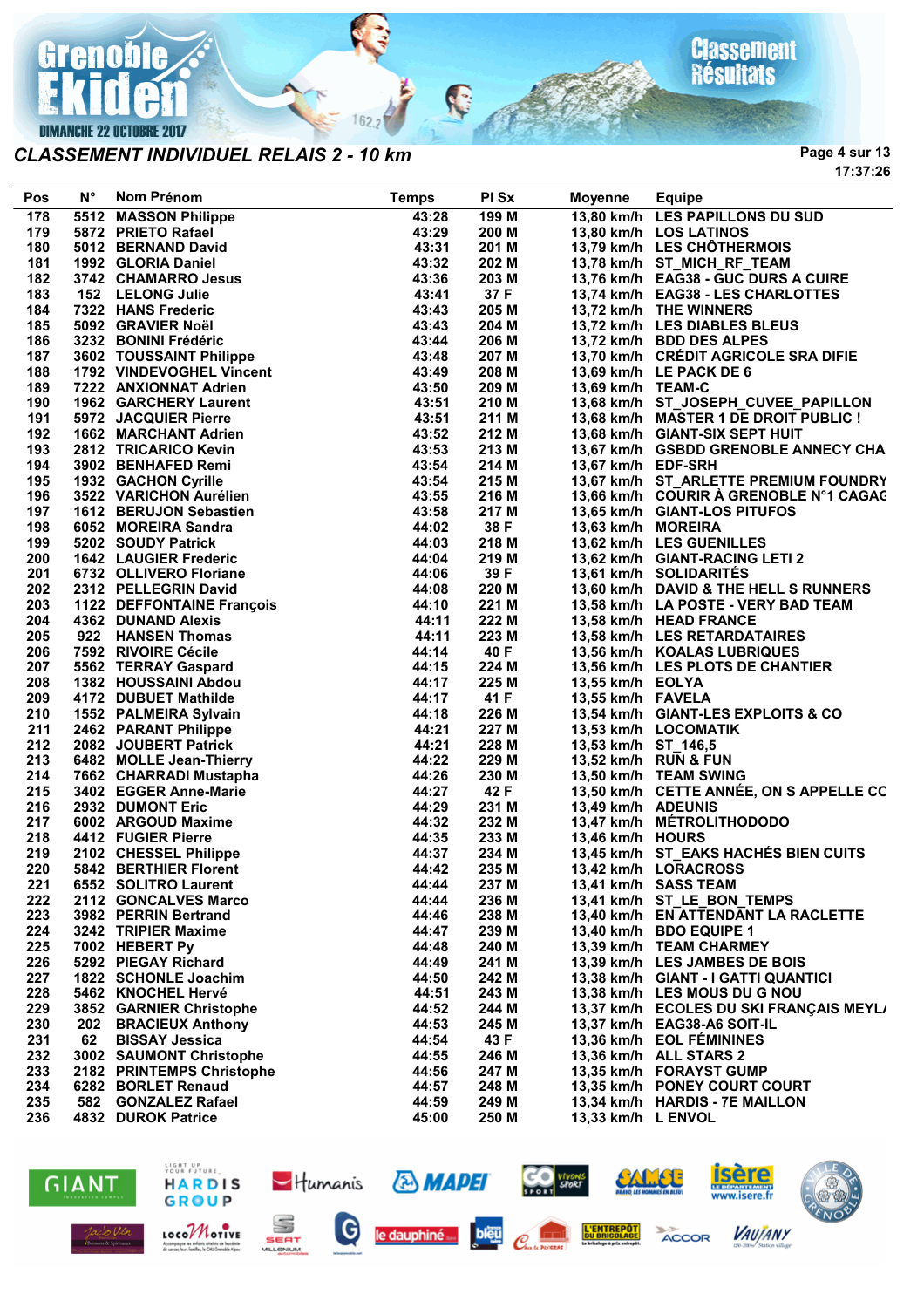# CLASSEMENT INDIVIDUEL RELAIS 2 - 10 km

17:37:26

| Pos | N° | Nom Prénom | Temps | Pl Sx | Moyenne | Equipe |
|---|---|---|---|---|---|---|
| 178 | 5512 | MASSON Philippe | 43:28 | 199 M | 13,80 km/h | LES PAPILLONS DU SUD |
| 179 | 5872 | PRIETO Rafael | 43:29 | 200 M | 13,80 km/h | LOS LATINOS |
| 180 | 5012 | BERNAND David | 43:31 | 201 M | 13,79 km/h | LES CHÔTHERMOIS |
| 181 | 1992 | GLORIA Daniel | 43:32 | 202 M | 13,78 km/h | ST_MICH_RF_TEAM |
| 182 | 3742 | CHAMARRO Jesus | 43:36 | 203 M | 13,76 km/h | EAG38 - GUC DURS A CUIRE |
| 183 | 152 | LELONG Julie | 43:41 | 37 F | 13,74 km/h | EAG38 - LES CHARLOTTES |
| 184 | 7322 | HANS Frederic | 43:43 | 205 M | 13,72 km/h | THE WINNERS |
| 185 | 5092 | GRAVIER Noël | 43:43 | 204 M | 13,72 km/h | LES DIABLES BLEUS |
| 186 | 3232 | BONINI Frédéric | 43:44 | 206 M | 13,72 km/h | BDD DES ALPES |
| 187 | 3602 | TOUSSAINT Philippe | 43:48 | 207 M | 13,70 km/h | CRÉDIT AGRICOLE SRA DIFIE |
| 188 | 1792 | VINDEVOGHEL Vincent | 43:49 | 208 M | 13,69 km/h | LE PACK DE 6 |
| 189 | 7222 | ANXIONNAT Adrien | 43:50 | 209 M | 13,69 km/h | TEAM-C |
| 190 | 1962 | GARCHERY Laurent | 43:51 | 210 M | 13,68 km/h | ST_JOSEPH_CUVEE_PAPILLON |
| 191 | 5972 | JACQUIER Pierre | 43:51 | 211 M | 13,68 km/h | MASTER 1 DE DROIT PUBLIC ! |
| 192 | 1662 | MARCHANT Adrien | 43:52 | 212 M | 13,68 km/h | GIANT-SIX SEPT HUIT |
| 193 | 2812 | TRICARICO Kevin | 43:53 | 213 M | 13,67 km/h | GSBDD GRENOBLE ANNECY CHA |
| 194 | 3902 | BENHAFED Remi | 43:54 | 214 M | 13,67 km/h | EDF-SRH |
| 195 | 1932 | GACHON Cyrille | 43:54 | 215 M | 13,67 km/h | ST_ARLETTE PREMIUM FOUNDRY |
| 196 | 3522 | VARICHON Aurélien | 43:55 | 216 M | 13,66 km/h | COURIR À GRENOBLE N°1 CAGAG |
| 197 | 1612 | BERUJON Sebastien | 43:58 | 217 M | 13,65 km/h | GIANT-LOS PITUFOS |
| 198 | 6052 | MOREIRA Sandra | 44:02 | 38 F | 13,63 km/h | MOREIRA |
| 199 | 5202 | SOUDY Patrick | 44:03 | 218 M | 13,62 km/h | LES GUENILLES |
| 200 | 1642 | LAUGIER Frederic | 44:04 | 219 M | 13,62 km/h | GIANT-RACING LETI 2 |
| 201 | 6732 | OLLIVERO Floriane | 44:06 | 39 F | 13,61 km/h | SOLIDARITÉS |
| 202 | 2312 | PELLEGRIN David | 44:08 | 220 M | 13,60 km/h | DAVID & THE HELL S RUNNERS |
| 203 | 1122 | DEFFONTAINE François | 44:10 | 221 M | 13,58 km/h | LA POSTE - VERY BAD TEAM |
| 204 | 4362 | DUNAND Alexis | 44:11 | 222 M | 13,58 km/h | HEAD FRANCE |
| 205 | 922 | HANSEN Thomas | 44:11 | 223 M | 13,58 km/h | LES RETARDATAIRES |
| 206 | 7592 | RIVOIRE Cécile | 44:14 | 40 F | 13,56 km/h | KOALAS LUBRIQUES |
| 207 | 5562 | TERRAY Gaspard | 44:15 | 224 M | 13,56 km/h | LES PLOTS DE CHANTIER |
| 208 | 1382 | HOUSSAINI Abdou | 44:17 | 225 M | 13,55 km/h | EOLYA |
| 209 | 4172 | DUBUET Mathilde | 44:17 | 41 F | 13,55 km/h | FAVELA |
| 210 | 1552 | PALMEIRA Sylvain | 44:18 | 226 M | 13,54 km/h | GIANT-LES EXPLOITS & CO |
| 211 | 2462 | PARANT Philippe | 44:21 | 227 M | 13,53 km/h | LOCOMATIK |
| 212 | 2082 | JOUBERT Patrick | 44:21 | 228 M | 13,53 km/h | ST_146,5 |
| 213 | 6482 | MOLLE Jean-Thierry | 44:22 | 229 M | 13,52 km/h | RUN & FUN |
| 214 | 7662 | CHARRADI Mustapha | 44:26 | 230 M | 13,50 km/h | TEAM SWING |
| 215 | 3402 | EGGER Anne-Marie | 44:27 | 42 F | 13,50 km/h | CETTE ANNÉE, ON S APPELLE CC |
| 216 | 2932 | DUMONT Eric | 44:29 | 231 M | 13,49 km/h | ADEUNIS |
| 217 | 6002 | ARGOUD Maxime | 44:32 | 232 M | 13,47 km/h | MÉTROLITHODODO |
| 218 | 4412 | FUGIER Pierre | 44:35 | 233 M | 13,46 km/h | HOURS |
| 219 | 2102 | CHESSEL Philippe | 44:37 | 234 M | 13,45 km/h | ST_EAKS HACHÉS BIEN CUITS |
| 220 | 5842 | BERTHIER Florent | 44:42 | 235 M | 13,42 km/h | LORACROSS |
| 221 | 6552 | SOLITRO Laurent | 44:44 | 237 M | 13,41 km/h | SASS TEAM |
| 222 | 2112 | GONCALVES Marco | 44:44 | 236 M | 13,41 km/h | ST_LE_BON_TEMPS |
| 223 | 3982 | PERRIN Bertrand | 44:46 | 238 M | 13,40 km/h | EN ATTENDANT LA RACLETTE |
| 224 | 3242 | TRIPIER Maxime | 44:47 | 239 M | 13,40 km/h | BDO EQUIPE 1 |
| 225 | 7002 | HEBERT Py | 44:48 | 240 M | 13,39 km/h | TEAM CHARMEY |
| 226 | 5292 | PIEGAY Richard | 44:49 | 241 M | 13,39 km/h | LES JAMBES DE BOIS |
| 227 | 1822 | SCHONLE Joachim | 44:50 | 242 M | 13,38 km/h | GIANT - I GATTI QUANTICI |
| 228 | 5462 | KNOCHEL Hervé | 44:51 | 243 M | 13,38 km/h | LES MOUS DU G NOU |
| 229 | 3852 | GARNIER Christophe | 44:52 | 244 M | 13,37 km/h | ECOLES DU SKI FRANÇAIS MEYL |
| 230 | 202 | BRACIEUX Anthony | 44:53 | 245 M | 13,37 km/h | EAG38-A6 SOIT-IL |
| 231 | 62 | BISSAY Jessica | 44:54 | 43 F | 13,36 km/h | EOL FÉMININES |
| 232 | 3002 | SAUMONT Christophe | 44:55 | 246 M | 13,36 km/h | ALL STARS 2 |
| 233 | 2182 | PRINTEMPS Christophe | 44:56 | 247 M | 13,35 km/h | FORAYST GUMP |
| 234 | 6282 | BORLET Renaud | 44:57 | 248 M | 13,35 km/h | PONEY COURT COURT |
| 235 | 582 | GONZALEZ Rafael | 44:59 | 249 M | 13,34 km/h | HARDIS - 7E MAILLON |
| 236 | 4832 | DUROK Patrice | 45:00 | 250 M | 13,33 km/h | L ENVOL |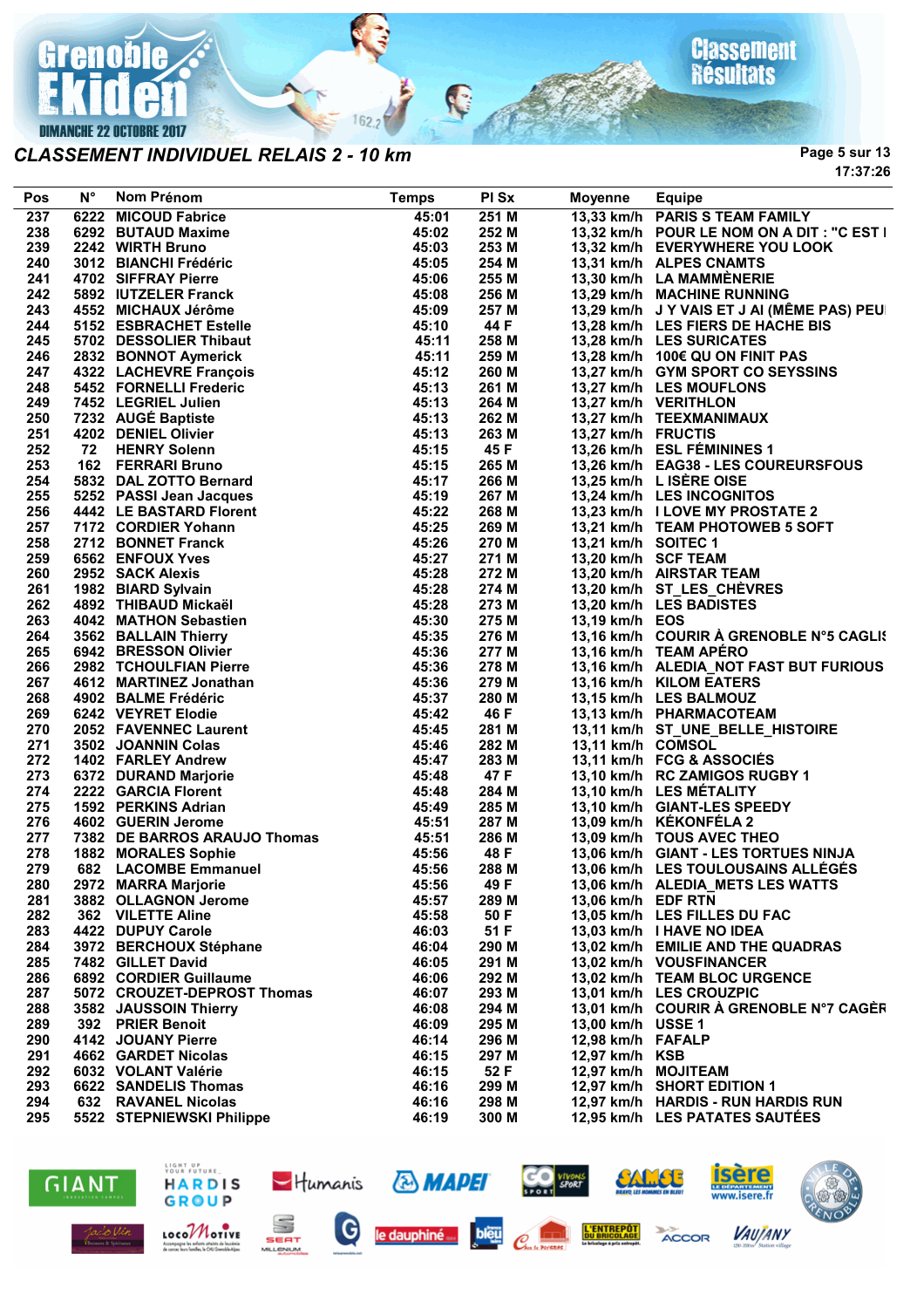# CLASSEMENT INDIVIDUEL RELAIS 2 - 10 km

| Pos | N° | Nom Prénom | Temps | Pl Sx | Moyenne | Equipe |
|---|---|---|---|---|---|---|
| 237 | 6222 | MICOUD Fabrice | 45:01 | 251 M | 13,33 km/h | PARIS S TEAM FAMILY |
| 238 | 6292 | BUTAUD Maxime | 45:02 | 252 M | 13,32 km/h | POUR LE NOM ON A DIT : "C EST I |
| 239 | 2242 | WIRTH Bruno | 45:03 | 253 M | 13,32 km/h | EVERYWHERE YOU LOOK |
| 240 | 3012 | BIANCHI Frédéric | 45:05 | 254 M | 13,31 km/h | ALPES CNAMTS |
| 241 | 4702 | SIFFRAY Pierre | 45:06 | 255 M | 13,30 km/h | LA MAMMÈNERIE |
| 242 | 5892 | IUTZELER Franck | 45:08 | 256 M | 13,29 km/h | MACHINE RUNNING |
| 243 | 4552 | MICHAUX Jérôme | 45:09 | 257 M | 13,29 km/h | J Y VAIS ET J AI (MÊME PAS) PEU |
| 244 | 5152 | ESBRACHET Estelle | 45:10 | 44 F | 13,28 km/h | LES FIERS DE HACHE BIS |
| 245 | 5702 | DESSOLIER Thibaut | 45:11 | 258 M | 13,28 km/h | LES SURICATES |
| 246 | 2832 | BONNOT Aymerick | 45:11 | 259 M | 13,28 km/h | 100€ QU ON FINIT PAS |
| 247 | 4322 | LACHEVRE François | 45:12 | 260 M | 13,27 km/h | GYM SPORT CO SEYSSINS |
| 248 | 5452 | FORNELLI Frederic | 45:13 | 261 M | 13,27 km/h | LES MOUFLONS |
| 249 | 7452 | LEGRIEL Julien | 45:13 | 264 M | 13,27 km/h | VERITHLON |
| 250 | 7232 | AUGÉ Baptiste | 45:13 | 262 M | 13,27 km/h | TEEXMANIMAUX |
| 251 | 4202 | DENIEL Olivier | 45:13 | 263 M | 13,27 km/h | FRUCTIS |
| 252 | 72 | HENRY Solenn | 45:15 | 45 F | 13,26 km/h | ESL FÉMININES 1 |
| 253 | 162 | FERRARI Bruno | 45:15 | 265 M | 13,26 km/h | EAG38 - LES COUREURSFOUS |
| 254 | 5832 | DAL ZOTTO Bernard | 45:17 | 266 M | 13,25 km/h | L ISÈRE OISE |
| 255 | 5252 | PASSI Jean Jacques | 45:19 | 267 M | 13,24 km/h | LES INCOGNITOS |
| 256 | 4442 | LE BASTARD Florent | 45:22 | 268 M | 13,23 km/h | I LOVE MY PROSTATE 2 |
| 257 | 7172 | CORDIER Yohann | 45:25 | 269 M | 13,21 km/h | TEAM PHOTOWEB 5 SOFT |
| 258 | 2712 | BONNET Franck | 45:26 | 270 M | 13,21 km/h | SOITEC 1 |
| 259 | 6562 | ENFOUX Yves | 45:27 | 271 M | 13,20 km/h | SCF TEAM |
| 260 | 2952 | SACK Alexis | 45:28 | 272 M | 13,20 km/h | AIRSTAR TEAM |
| 261 | 1982 | BIARD Sylvain | 45:28 | 274 M | 13,20 km/h | ST_LES_CHÈVRES |
| 262 | 4892 | THIBAUD Mickaël | 45:28 | 273 M | 13,20 km/h | LES BADISTES |
| 263 | 4042 | MATHON Sebastien | 45:30 | 275 M | 13,19 km/h | EOS |
| 264 | 3562 | BALLAIN Thierry | 45:35 | 276 M | 13,16 km/h | COURIR À GRENOBLE N°5 CAGLIS |
| 265 | 6942 | BRESSON Olivier | 45:36 | 277 M | 13,16 km/h | TEAM APÉRO |
| 266 | 2982 | TCHOULFIAN Pierre | 45:36 | 278 M | 13,16 km/h | ALEDIA_NOT FAST BUT FURIOUS |
| 267 | 4612 | MARTINEZ Jonathan | 45:36 | 279 M | 13,16 km/h | KILOM EATERS |
| 268 | 4902 | BALME Frédéric | 45:37 | 280 M | 13,15 km/h | LES BALMOUZ |
| 269 | 6242 | VEYRET Elodie | 45:42 | 46 F | 13,13 km/h | PHARMACOTEAM |
| 270 | 2052 | FAVENNEC Laurent | 45:45 | 281 M | 13,11 km/h | ST_UNE_BELLE_HISTOIRE |
| 271 | 3502 | JOANNIN Colas | 45:46 | 282 M | 13,11 km/h | COMSOL |
| 272 | 1402 | FARLEY Andrew | 45:47 | 283 M | 13,11 km/h | FCG & ASSOCIÉS |
| 273 | 6372 | DURAND Marjorie | 45:48 | 47 F | 13,10 km/h | RC ZAMIGOS RUGBY 1 |
| 274 | 2222 | GARCIA Florent | 45:48 | 284 M | 13,10 km/h | LES MÉTALITY |
| 275 | 1592 | PERKINS Adrian | 45:49 | 285 M | 13,10 km/h | GIANT-LES SPEEDY |
| 276 | 4602 | GUERIN Jerome | 45:51 | 287 M | 13,09 km/h | KÉKONFÉLA 2 |
| 277 | 7382 | DE BARROS ARAUJO Thomas | 45:51 | 286 M | 13,09 km/h | TOUS AVEC THEO |
| 278 | 1882 | MORALES Sophie | 45:56 | 48 F | 13,06 km/h | GIANT - LES TORTUES NINJA |
| 279 | 682 | LACOMBE Emmanuel | 45:56 | 288 M | 13,06 km/h | LES TOULOUSAINS ALLÉGÉS |
| 280 | 2972 | MARRA Marjorie | 45:56 | 49 F | 13,06 km/h | ALEDIA_METS LES WATTS |
| 281 | 3882 | OLLAGNON Jerome | 45:57 | 289 M | 13,06 km/h | EDF RTN |
| 282 | 362 | VILETTE Aline | 45:58 | 50 F | 13,05 km/h | LES FILLES DU FAC |
| 283 | 4422 | DUPUY Carole | 46:03 | 51 F | 13,03 km/h | I HAVE NO IDEA |
| 284 | 3972 | BERCHOUX Stéphane | 46:04 | 290 M | 13,02 km/h | EMILIE AND THE QUADRAS |
| 285 | 7482 | GILLET David | 46:05 | 291 M | 13,02 km/h | VOUSFINANCER |
| 286 | 6892 | CORDIER Guillaume | 46:06 | 292 M | 13,02 km/h | TEAM BLOC URGENCE |
| 287 | 5072 | CROUZET-DEPROST Thomas | 46:07 | 293 M | 13,01 km/h | LES CROUZPIC |
| 288 | 3582 | JAUSSOIN Thierry | 46:08 | 294 M | 13,01 km/h | COURIR À GRENOBLE N°7 CAGÈR |
| 289 | 392 | PRIER Benoit | 46:09 | 295 M | 13,00 km/h | USSE 1 |
| 290 | 4142 | JOUANY Pierre | 46:14 | 296 M | 12,98 km/h | FAFALP |
| 291 | 4662 | GARDET Nicolas | 46:15 | 297 M | 12,97 km/h | KSB |
| 292 | 6032 | VOLANT Valérie | 46:15 | 52 F | 12,97 km/h | MOJITEAM |
| 293 | 6622 | SANDELIS Thomas | 46:16 | 299 M | 12,97 km/h | SHORT EDITION 1 |
| 294 | 632 | RAVANEL Nicolas | 46:16 | 298 M | 12,97 km/h | HARDIS - RUN HARDIS RUN |
| 295 | 5522 | STEPNIEWSKI Philippe | 46:19 | 300 M | 12,95 km/h | LES PATATES SAUTÉES |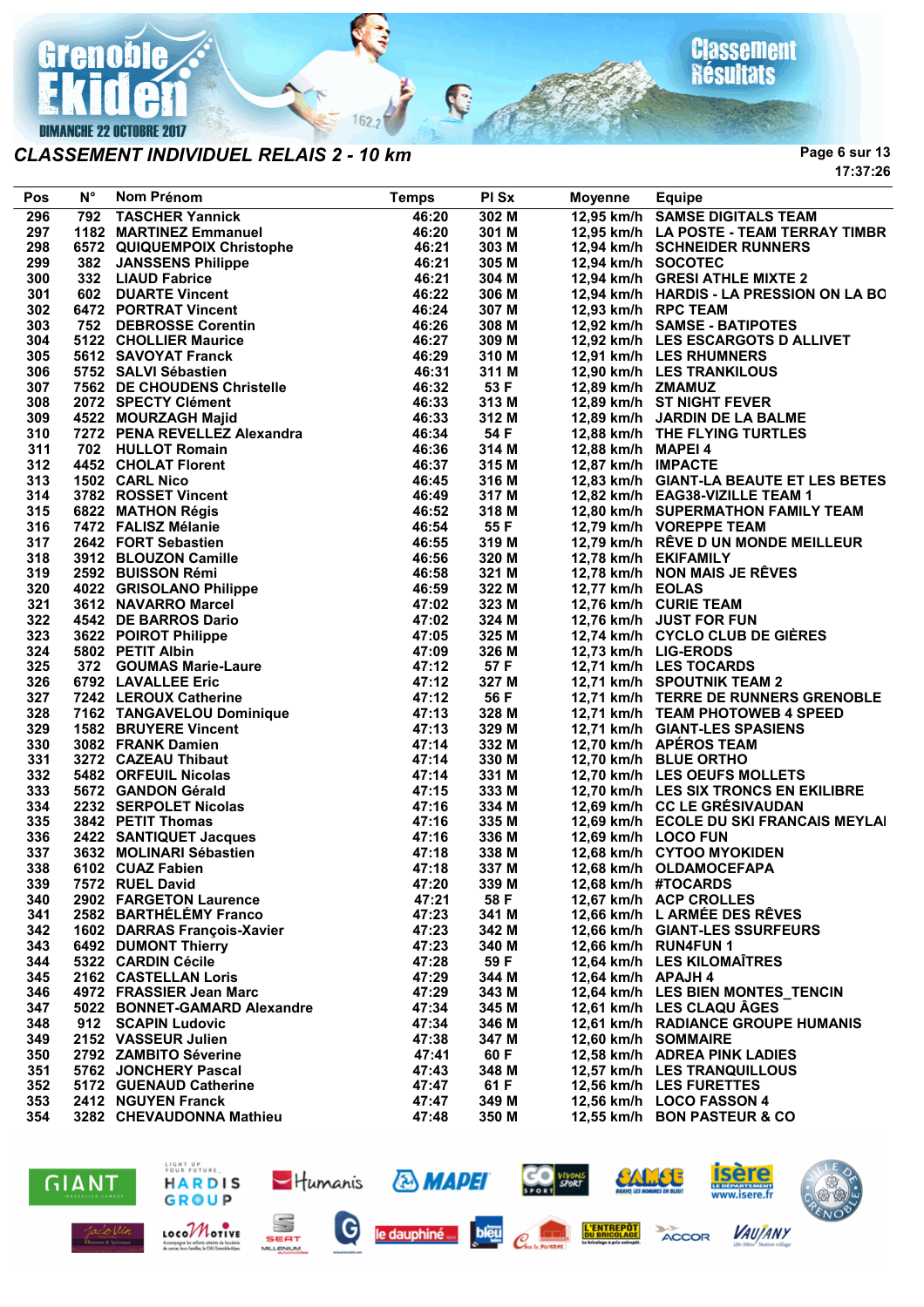## CLASSEMENT INDIVIDUEL RELAIS 2 - 10 km

17:37:26

| Pos | N° | Nom Prénom | Temps | Pl Sx | Moyenne | Equipe |
|---|---|---|---|---|---|---|
| 296 | 792 | TASCHER Yannick | 46:20 | 302 M | 12,95 km/h | SAMSE DIGITALS TEAM |
| 297 | 1182 | MARTINEZ Emmanuel | 46:20 | 301 M | 12,95 km/h | LA POSTE - TEAM TERRAY TIMBR |
| 298 | 6572 | QUIQUEMPOIX Christophe | 46:21 | 303 M | 12,94 km/h | SCHNEIDER RUNNERS |
| 299 | 382 | JANSSENS Philippe | 46:21 | 305 M | 12,94 km/h | SOCOTEC |
| 300 | 332 | LIAUD Fabrice | 46:21 | 304 M | 12,94 km/h | GRESI ATHLE MIXTE 2 |
| 301 | 602 | DUARTE Vincent | 46:22 | 306 M | 12,94 km/h | HARDIS - LA PRESSION ON LA BO |
| 302 | 6472 | PORTRAT Vincent | 46:24 | 307 M | 12,93 km/h | RPC TEAM |
| 303 | 752 | DEBROSSE Corentin | 46:26 | 308 M | 12,92 km/h | SAMSE - BATIPOTES |
| 304 | 5122 | CHOLLIER Maurice | 46:27 | 309 M | 12,92 km/h | LES ESCARGOTS D ALLIVET |
| 305 | 5612 | SAVOYAT Franck | 46:29 | 310 M | 12,91 km/h | LES RHUMNERS |
| 306 | 5752 | SALVI Sébastien | 46:31 | 311 M | 12,90 km/h | LES TRANKILOUS |
| 307 | 7562 | DE CHOUDENS Christelle | 46:32 | 53 F | 12,89 km/h | ZMAMUZ |
| 308 | 2072 | SPECTY Clément | 46:33 | 313 M | 12,89 km/h | ST NIGHT FEVER |
| 309 | 4522 | MOURZAGH Majid | 46:33 | 312 M | 12,89 km/h | JARDIN DE LA BALME |
| 310 | 7272 | PENA REVELLEZ Alexandra | 46:34 | 54 F | 12,88 km/h | THE FLYING TURTLES |
| 311 | 702 | HULLOT Romain | 46:36 | 314 M | 12,88 km/h | MAPEI 4 |
| 312 | 4452 | CHOLAT Florent | 46:37 | 315 M | 12,87 km/h | IMPACTE |
| 313 | 1502 | CARL Nico | 46:45 | 316 M | 12,83 km/h | GIANT-LA BEAUTE ET LES BETES |
| 314 | 3782 | ROSSET Vincent | 46:49 | 317 M | 12,82 km/h | EAG38-VIZILLE TEAM 1 |
| 315 | 6822 | MATHON Régis | 46:52 | 318 M | 12,80 km/h | SUPERMATHON FAMILY TEAM |
| 316 | 7472 | FALISZ Mélanie | 46:54 | 55 F | 12,79 km/h | VOREPPE TEAM |
| 317 | 2642 | FORT Sebastien | 46:55 | 319 M | 12,79 km/h | RÊVE D UN MONDE MEILLEUR |
| 318 | 3912 | BLOUZON Camille | 46:56 | 320 M | 12,78 km/h | EKIFAMILY |
| 319 | 2592 | BUISSON Rémi | 46:58 | 321 M | 12,78 km/h | NON MAIS JE RÊVES |
| 320 | 4022 | GRISOLANO Philippe | 46:59 | 322 M | 12,77 km/h | EOLAS |
| 321 | 3612 | NAVARRO Marcel | 47:02 | 323 M | 12,76 km/h | CURIE TEAM |
| 322 | 4542 | DE BARROS Dario | 47:02 | 324 M | 12,76 km/h | JUST FOR FUN |
| 323 | 3622 | POIROT Philippe | 47:05 | 325 M | 12,74 km/h | CYCLO CLUB DE GIÈRES |
| 324 | 5802 | PETIT Albin | 47:09 | 326 M | 12,73 km/h | LIG-ERODS |
| 325 | 372 | GOUMAS Marie-Laure | 47:12 | 57 F | 12,71 km/h | LES TOCARDS |
| 326 | 6792 | LAVALLEE Eric | 47:12 | 327 M | 12,71 km/h | SPOUTNIK TEAM 2 |
| 327 | 7242 | LEROUX Catherine | 47:12 | 56 F | 12,71 km/h | TERRE DE RUNNERS GRENOBLE |
| 328 | 7162 | TANGAVELOU Dominique | 47:13 | 328 M | 12,71 km/h | TEAM PHOTOWEB 4 SPEED |
| 329 | 1582 | BRUYERE Vincent | 47:13 | 329 M | 12,71 km/h | GIANT-LES SPASIENS |
| 330 | 3082 | FRANK Damien | 47:14 | 332 M | 12,70 km/h | APÉROS TEAM |
| 331 | 3272 | CAZEAU Thibaut | 47:14 | 330 M | 12,70 km/h | BLUE ORTHO |
| 332 | 5482 | ORFEUIL Nicolas | 47:14 | 331 M | 12,70 km/h | LES OEUFS MOLLETS |
| 333 | 5672 | GANDON Gérald | 47:15 | 333 M | 12,70 km/h | LES SIX TRONCS EN EKILIBRE |
| 334 | 2232 | SERPOLET Nicolas | 47:16 | 334 M | 12,69 km/h | CC LE GRÉSIVAUDAN |
| 335 | 3842 | PETIT Thomas | 47:16 | 335 M | 12,69 km/h | ECOLE DU SKI FRANCAIS MEYLAI |
| 336 | 2422 | SANTIQUET Jacques | 47:16 | 336 M | 12,69 km/h | LOCO FUN |
| 337 | 3632 | MOLINARI Sébastien | 47:18 | 338 M | 12,68 km/h | CYTOO MYOKIDEN |
| 338 | 6102 | CUAZ Fabien | 47:18 | 337 M | 12,68 km/h | OLDAMOCEFAPA |
| 339 | 7572 | RUEL David | 47:20 | 339 M | 12,68 km/h | #TOCARDS |
| 340 | 2902 | FARGETON Laurence | 47:21 | 58 F | 12,67 km/h | ACP CROLLES |
| 341 | 2582 | BARTHÉLÉMY Franco | 47:23 | 341 M | 12,66 km/h | L ARMÉE DES RÊVES |
| 342 | 1602 | DARRAS François-Xavier | 47:23 | 342 M | 12,66 km/h | GIANT-LES SSURFEURS |
| 343 | 6492 | DUMONT Thierry | 47:23 | 340 M | 12,66 km/h | RUN4FUN 1 |
| 344 | 5322 | CARDIN Cécile | 47:28 | 59 F | 12,64 km/h | LES KILOMAÎTRES |
| 345 | 2162 | CASTELLAN Loris | 47:29 | 344 M | 12,64 km/h | APAJH 4 |
| 346 | 4972 | FRASSIER Jean Marc | 47:29 | 343 M | 12,64 km/h | LES BIEN MONTES_TENCIN |
| 347 | 5022 | BONNET-GAMARD Alexandre | 47:34 | 345 M | 12,61 km/h | LES CLAQU ÂGES |
| 348 | 912 | SCAPIN Ludovic | 47:34 | 346 M | 12,61 km/h | RADIANCE GROUPE HUMANIS |
| 349 | 2152 | VASSEUR Julien | 47:38 | 347 M | 12,60 km/h | SOMMAIRE |
| 350 | 2792 | ZAMBITO Séverine | 47:41 | 60 F | 12,58 km/h | ADREA PINK LADIES |
| 351 | 5762 | JONCHERY Pascal | 47:43 | 348 M | 12,57 km/h | LES TRANQUILLOUS |
| 352 | 5172 | GUENAUD Catherine | 47:47 | 61 F | 12,56 km/h | LES FURETTES |
| 353 | 2412 | NGUYEN Franck | 47:47 | 349 M | 12,56 km/h | LOCO FASSON 4 |
| 354 | 3282 | CHEVAUDONNA Mathieu | 47:48 | 350 M | 12,55 km/h | BON PASTEUR & CO |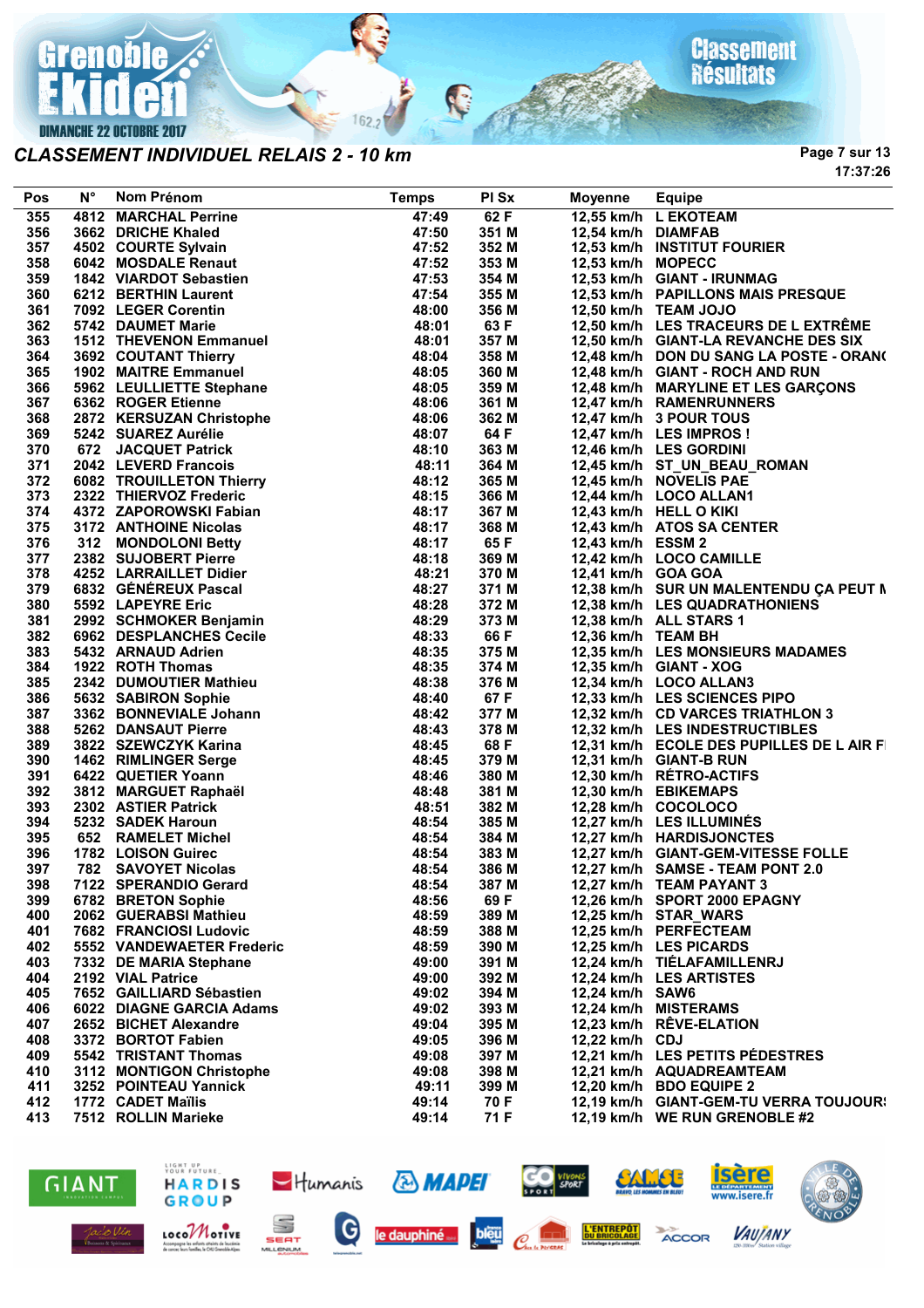# CLASSEMENT INDIVIDUEL RELAIS 2 - 10 km

17:37:26

| Pos | N° | Nom Prénom | Temps | Pl Sx | Moyenne | Equipe |
|---|---|---|---|---|---|---|
| 355 | 4812 | MARCHAL Perrine | 47:49 | 62 F | 12,55 km/h | L EKOTEAM |
| 356 | 3662 | DRICHE Khaled | 47:50 | 351 M | 12,54 km/h | DIAMFAB |
| 357 | 4502 | COURTE Sylvain | 47:52 | 352 M | 12,53 km/h | INSTITUT FOURIER |
| 358 | 6042 | MOSDALE Renaut | 47:52 | 353 M | 12,53 km/h | MOPECC |
| 359 | 1842 | VIARDOT Sebastien | 47:53 | 354 M | 12,53 km/h | GIANT - IRUNMAG |
| 360 | 6212 | BERTHIN Laurent | 47:54 | 355 M | 12,53 km/h | PAPILLONS MAIS PRESQUE |
| 361 | 7092 | LEGER Corentin | 48:00 | 356 M | 12,50 km/h | TEAM JOJO |
| 362 | 5742 | DAUMET Marie | 48:01 | 63 F | 12,50 km/h | LES TRACEURS DE L EXTRÊME |
| 363 | 1512 | THEVENON Emmanuel | 48:01 | 357 M | 12,50 km/h | GIANT-LA REVANCHE DES SIX |
| 364 | 3692 | COUTANT Thierry | 48:04 | 358 M | 12,48 km/h | DON DU SANG LA POSTE - ORAN( |
| 365 | 1902 | MAITRE Emmanuel | 48:05 | 360 M | 12,48 km/h | GIANT - ROCH AND RUN |
| 366 | 5962 | LEULLIETTE Stephane | 48:05 | 359 M | 12,48 km/h | MARYLINE ET LES GARÇONS |
| 367 | 6362 | ROGER Etienne | 48:06 | 361 M | 12,47 km/h | RAMENRUNNERS |
| 368 | 2872 | KERSUZAN Christophe | 48:06 | 362 M | 12,47 km/h | 3 POUR TOUS |
| 369 | 5242 | SUAREZ Aurélie | 48:07 | 64 F | 12,47 km/h | LES IMPROS ! |
| 370 | 672 | JACQUET Patrick | 48:10 | 363 M | 12,46 km/h | LES GORDINI |
| 371 | 2042 | LEVERD Francois | 48:11 | 364 M | 12,45 km/h | ST_UN_BEAU_ROMAN |
| 372 | 6082 | TROUILLETON Thierry | 48:12 | 365 M | 12,45 km/h | NOVELIS PAE |
| 373 | 2322 | THIERVOZ Frederic | 48:15 | 366 M | 12,44 km/h | LOCO ALLAN1 |
| 374 | 4372 | ZAPOROWSKI Fabian | 48:17 | 367 M | 12,43 km/h | HELL O KIKI |
| 375 | 3172 | ANTHOINE Nicolas | 48:17 | 368 M | 12,43 km/h | ATOS SA CENTER |
| 376 | 312 | MONDOLONI Betty | 48:17 | 65 F | 12,43 km/h | ESSM 2 |
| 377 | 2382 | SUJOBERT Pierre | 48:18 | 369 M | 12,42 km/h | LOCO CAMILLE |
| 378 | 4252 | LARRAILLET Didier | 48:21 | 370 M | 12,41 km/h | GOA GOA |
| 379 | 6832 | GÉNÉREUX Pascal | 48:27 | 371 M | 12,38 km/h | SUR UN MALENTENDU ÇA PEUT M |
| 380 | 5592 | LAPEYRE Eric | 48:28 | 372 M | 12,38 km/h | LES QUADRATHONIENS |
| 381 | 2992 | SCHMOKER Benjamin | 48:29 | 373 M | 12,38 km/h | ALL STARS 1 |
| 382 | 6962 | DESPLANCHES Cecile | 48:33 | 66 F | 12,36 km/h | TEAM BH |
| 383 | 5432 | ARNAUD Adrien | 48:35 | 375 M | 12,35 km/h | LES MONSIEURS MADAMES |
| 384 | 1922 | ROTH Thomas | 48:35 | 374 M | 12,35 km/h | GIANT - XOG |
| 385 | 2342 | DUMOUTIER Mathieu | 48:38 | 376 M | 12,34 km/h | LOCO ALLAN3 |
| 386 | 5632 | SABIRON Sophie | 48:40 | 67 F | 12,33 km/h | LES SCIENCES PIPO |
| 387 | 3362 | BONNEVIALE Johann | 48:42 | 377 M | 12,32 km/h | CD VARCES TRIATHLON 3 |
| 388 | 5262 | DANSAUT Pierre | 48:43 | 378 M | 12,32 km/h | LES INDESTRUCTIBLES |
| 389 | 3822 | SZEWCZYK Karina | 48:45 | 68 F | 12,31 km/h | ECOLE DES PUPILLES DE L AIR F |
| 390 | 1462 | RIMLINGER Serge | 48:45 | 379 M | 12,31 km/h | GIANT-B RUN |
| 391 | 6422 | QUETIER Yoann | 48:46 | 380 M | 12,30 km/h | RÉTRO-ACTIFS |
| 392 | 3812 | MARGUET Raphaël | 48:48 | 381 M | 12,30 km/h | EBIKEMAPS |
| 393 | 2302 | ASTIER Patrick | 48:51 | 382 M | 12,28 km/h | COCOLOCO |
| 394 | 5232 | SADEK Haroun | 48:54 | 385 M | 12,27 km/h | LES ILLUMINÉS |
| 395 | 652 | RAMELET Michel | 48:54 | 384 M | 12,27 km/h | HARDISJONCTES |
| 396 | 1782 | LOISON Guirec | 48:54 | 383 M | 12,27 km/h | GIANT-GEM-VITESSE FOLLE |
| 397 | 782 | SAVOYET Nicolas | 48:54 | 386 M | 12,27 km/h | SAMSE - TEAM PONT 2.0 |
| 398 | 7122 | SPERANDIO Gerard | 48:54 | 387 M | 12,27 km/h | TEAM PAYANT 3 |
| 399 | 6782 | BRETON Sophie | 48:56 | 69 F | 12,26 km/h | SPORT 2000 EPAGNY |
| 400 | 2062 | GUERABSI Mathieu | 48:59 | 389 M | 12,25 km/h | STAR_WARS |
| 401 | 7682 | FRANCIOSI Ludovic | 48:59 | 388 M | 12,25 km/h | PERFECTEAM |
| 402 | 5552 | VANDEWAETER Frederic | 48:59 | 390 M | 12,25 km/h | LES PICARDS |
| 403 | 7332 | DE MARIA Stephane | 49:00 | 391 M | 12,24 km/h | TIÉLAFAMILLENRJ |
| 404 | 2192 | VIAL Patrice | 49:00 | 392 M | 12,24 km/h | LES ARTISTES |
| 405 | 7652 | GAILLIARD Sébastien | 49:02 | 394 M | 12,24 km/h | SAW6 |
| 406 | 6022 | DIAGNE GARCIA Adams | 49:02 | 393 M | 12,24 km/h | MISTERAMS |
| 407 | 2652 | BICHET Alexandre | 49:04 | 395 M | 12,23 km/h | RÊVE-ELATION |
| 408 | 3372 | BORTOT Fabien | 49:05 | 396 M | 12,22 km/h | CDJ |
| 409 | 5542 | TRISTANT Thomas | 49:08 | 397 M | 12,21 km/h | LES PETITS PÉDESTRES |
| 410 | 3112 | MONTIGON Christophe | 49:08 | 398 M | 12,21 km/h | AQUADREAMTEAM |
| 411 | 3252 | POINTEAU Yannick | 49:11 | 399 M | 12,20 km/h | BDO EQUIPE 2 |
| 412 | 1772 | CADET Maïlis | 49:14 | 70 F | 12,19 km/h | GIANT-GEM-TU VERRA TOUJOUR! |
| 413 | 7512 | ROLLIN Marieke | 49:14 | 71 F | 12,19 km/h | WE RUN GRENOBLE #2 |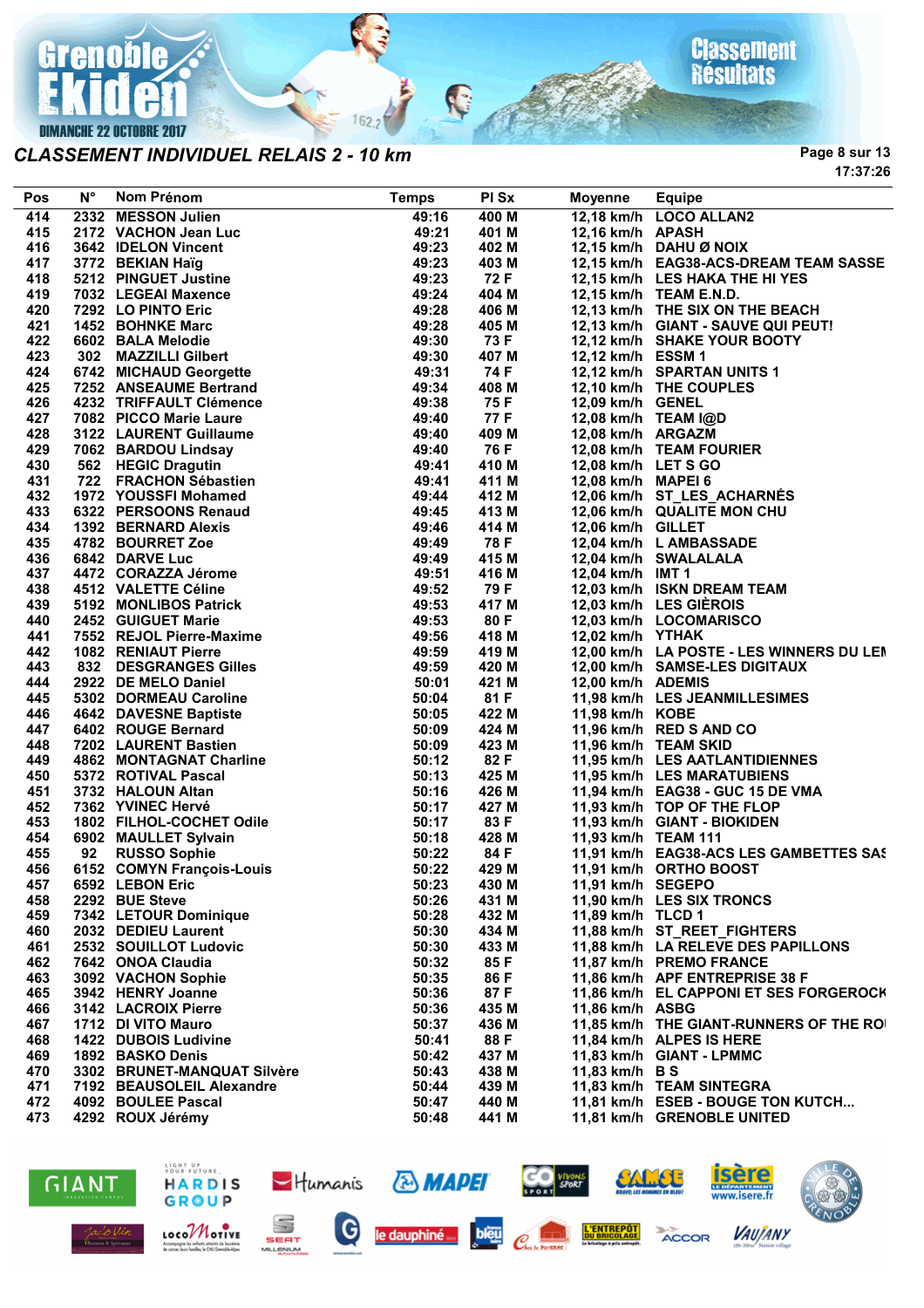## CLASSEMENT INDIVIDUEL RELAIS 2 - 10 km

17:37:26

| Pos | N° | Nom Prénom | Temps | Pl Sx | Moyenne | Equipe |
|---|---|---|---|---|---|---|
| 414 | 2332 | MESSON Julien | 49:16 | 400 M | 12,18 km/h | LOCO ALLAN2 |
| 415 | 2172 | VACHON Jean Luc | 49:21 | 401 M | 12,16 km/h | APASH |
| 416 | 3642 | IDELON Vincent | 49:23 | 402 M | 12,15 km/h | DAHU Ø NOIX |
| 417 | 3772 | BEKIAN Haïg | 49:23 | 403 M | 12,15 km/h | EAG38-ACS-DREAM TEAM SASSE |
| 418 | 5212 | PINGUET Justine | 49:23 | 72 F | 12,15 km/h | LES HAKA THE HI YES |
| 419 | 7032 | LEGEAI Maxence | 49:24 | 404 M | 12,15 km/h | TEAM E.N.D. |
| 420 | 7292 | LO PINTO Eric | 49:28 | 406 M | 12,13 km/h | THE SIX ON THE BEACH |
| 421 | 1452 | BOHNKE Marc | 49:28 | 405 M | 12,13 km/h | GIANT - SAUVE QUI PEUT! |
| 422 | 6602 | BALA Melodie | 49:30 | 73 F | 12,12 km/h | SHAKE YOUR BOOTY |
| 423 | 302 | MAZZILLI Gilbert | 49:30 | 407 M | 12,12 km/h | ESSM 1 |
| 424 | 6742 | MICHAUD Georgette | 49:31 | 74 F | 12,12 km/h | SPARTAN UNITS 1 |
| 425 | 7252 | ANSEAUME Bertrand | 49:34 | 408 M | 12,10 km/h | THE COUPLES |
| 426 | 4232 | TRIFFAULT Clémence | 49:38 | 75 F | 12,09 km/h | GENEL |
| 427 | 7082 | PICCO Marie Laure | 49:40 | 77 F | 12,08 km/h | TEAM I@D |
| 428 | 3122 | LAURENT Guillaume | 49:40 | 409 M | 12,08 km/h | ARGAZM |
| 429 | 7062 | BARDOU Lindsay | 49:40 | 76 F | 12,08 km/h | TEAM FOURIER |
| 430 | 562 | HEGIC Dragutin | 49:41 | 410 M | 12,08 km/h | LET S GO |
| 431 | 722 | FRACHON Sébastien | 49:41 | 411 M | 12,08 km/h | MAPEI 6 |
| 432 | 1972 | YOUSSFI Mohamed | 49:44 | 412 M | 12,06 km/h | ST_LES_ACHARNÉS |
| 433 | 6322 | PERSOONS Renaud | 49:45 | 413 M | 12,06 km/h | QUALITE MON CHU |
| 434 | 1392 | BERNARD Alexis | 49:46 | 414 M | 12,06 km/h | GILLET |
| 435 | 4782 | BOURRET Zoe | 49:49 | 78 F | 12,04 km/h | L AMBASSADE |
| 436 | 6842 | DARVE Luc | 49:49 | 415 M | 12,04 km/h | SWALALALA |
| 437 | 4472 | CORAZZA Jérome | 49:51 | 416 M | 12,04 km/h | IMT 1 |
| 438 | 4512 | VALETTE Céline | 49:52 | 79 F | 12,03 km/h | ISKN DREAM TEAM |
| 439 | 5192 | MONLIBOS Patrick | 49:53 | 417 M | 12,03 km/h | LES GIÈROIS |
| 440 | 2452 | GUIGUET Marie | 49:53 | 80 F | 12,03 km/h | LOCOMARISCO |
| 441 | 7552 | REJOL Pierre-Maxime | 49:56 | 418 M | 12,02 km/h | YTHAK |
| 442 | 1082 | RENIAUT Pierre | 49:59 | 419 M | 12,00 km/h | LA POSTE - LES WINNERS DU LEI |
| 443 | 832 | DESGRANGES Gilles | 49:59 | 420 M | 12,00 km/h | SAMSE-LES DIGITAUX |
| 444 | 2922 | DE MELO Daniel | 50:01 | 421 M | 12,00 km/h | ADEMIS |
| 445 | 5302 | DORMEAU Caroline | 50:04 | 81 F | 11,98 km/h | LES JEANMILLESIMES |
| 446 | 4642 | DAVESNE Baptiste | 50:05 | 422 M | 11,98 km/h | KOBE |
| 447 | 6402 | ROUGE Bernard | 50:09 | 424 M | 11,96 km/h | RED S AND CO |
| 448 | 7202 | LAURENT Bastien | 50:09 | 423 M | 11,96 km/h | TEAM SKID |
| 449 | 4862 | MONTAGNAT Charline | 50:12 | 82 F | 11,95 km/h | LES AATLANTIDIENNES |
| 450 | 5372 | ROTIVAL Pascal | 50:13 | 425 M | 11,95 km/h | LES MARATUBIENS |
| 451 | 3732 | HALOUN Altan | 50:16 | 426 M | 11,94 km/h | EAG38 - GUC 15 DE VMA |
| 452 | 7362 | YVINEC Hervé | 50:17 | 427 M | 11,93 km/h | TOP OF THE FLOP |
| 453 | 1802 | FILHOL-COCHET Odile | 50:17 | 83 F | 11,93 km/h | GIANT - BIOKIDEN |
| 454 | 6902 | MAULLET Sylvain | 50:18 | 428 M | 11,93 km/h | TEAM 111 |
| 455 | 92 | RUSSO Sophie | 50:22 | 84 F | 11,91 km/h | EAG38-ACS LES GAMBETTES SAS |
| 456 | 6152 | COMYN François-Louis | 50:22 | 429 M | 11,91 km/h | ORTHO BOOST |
| 457 | 6592 | LEBON Eric | 50:23 | 430 M | 11,91 km/h | SEGEPO |
| 458 | 2292 | BUE Steve | 50:26 | 431 M | 11,90 km/h | LES SIX TRONCS |
| 459 | 7342 | LETOUR Dominique | 50:28 | 432 M | 11,89 km/h | TLCD 1 |
| 460 | 2032 | DEDIEU Laurent | 50:30 | 434 M | 11,88 km/h | ST_REET_FIGHTERS |
| 461 | 2532 | SOUILLOT Ludovic | 50:30 | 433 M | 11,88 km/h | LA RELEVE DES PAPILLONS |
| 462 | 7642 | ONOA Claudia | 50:32 | 85 F | 11,87 km/h | PREMO FRANCE |
| 463 | 3092 | VACHON Sophie | 50:35 | 86 F | 11,86 km/h | APF ENTREPRISE 38 F |
| 465 | 3942 | HENRY Joanne | 50:36 | 87 F | 11,86 km/h | EL CAPPONI ET SES FORGEROCK |
| 466 | 3142 | LACROIX Pierre | 50:36 | 435 M | 11,86 km/h | ASBG |
| 467 | 1712 | DI VITO Mauro | 50:37 | 436 M | 11,85 km/h | THE GIANT-RUNNERS OF THE RO |
| 468 | 1422 | DUBOIS Ludivine | 50:41 | 88 F | 11,84 km/h | ALPES IS HERE |
| 469 | 1892 | BASKO Denis | 50:42 | 437 M | 11,83 km/h | GIANT - LPMMC |
| 470 | 3302 | BRUNET-MANQUAT Silvère | 50:43 | 438 M | 11,83 km/h | B S |
| 471 | 7192 | BEAUSOLEIL Alexandre | 50:44 | 439 M | 11,83 km/h | TEAM SINTEGRA |
| 472 | 4092 | BOULEE Pascal | 50:47 | 440 M | 11,81 km/h | ESEB - BOUGE TON KUTCH... |
| 473 | 4292 | ROUX Jérémy | 50:48 | 441 M | 11,81 km/h | GRENOBLE UNITED |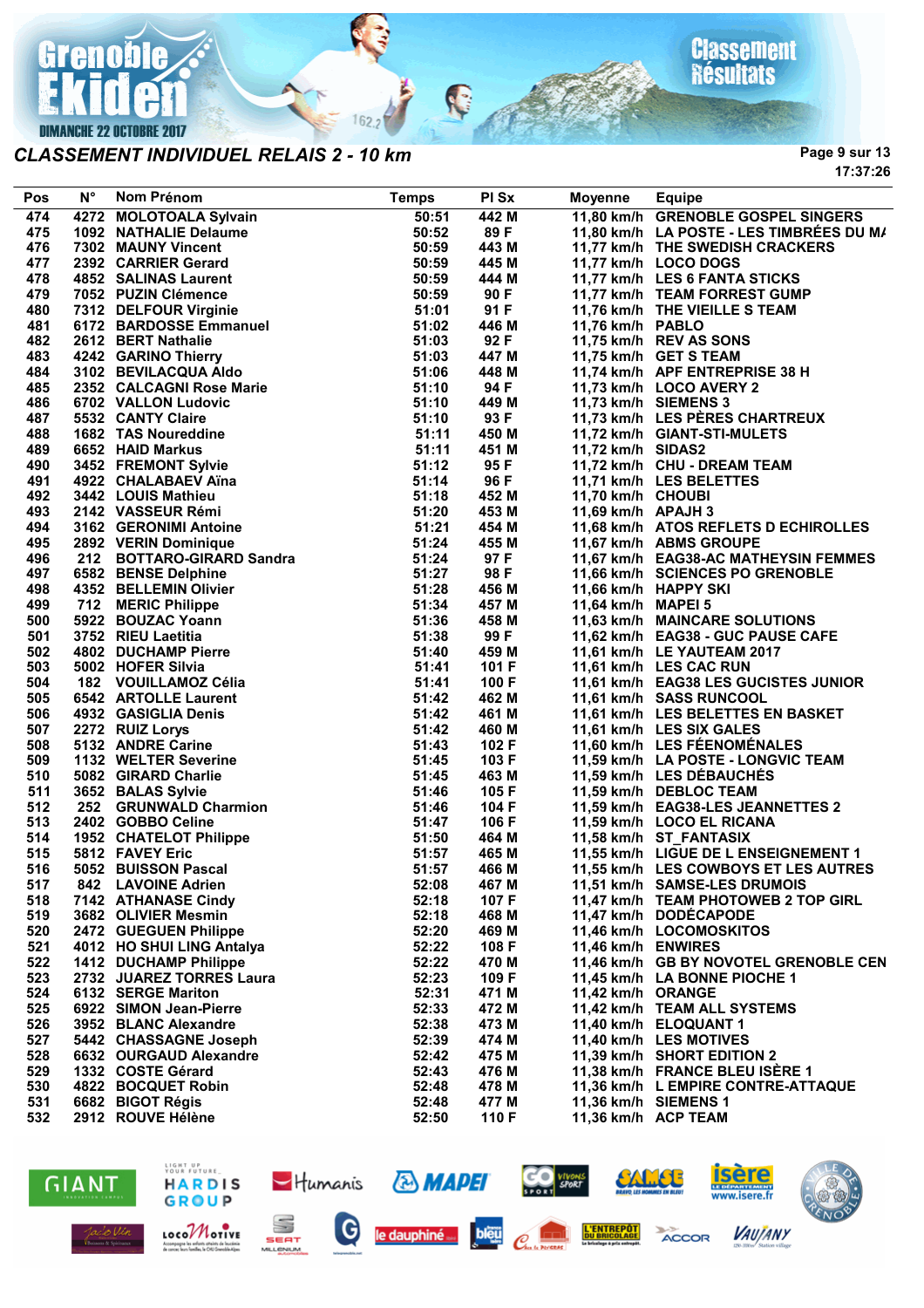## CLASSEMENT INDIVIDUEL RELAIS 2 - 10 km

| Pos | N° | Nom Prénom | Temps | Pl Sx | Moyenne | Equipe |
|---|---|---|---|---|---|---|
| 474 | 4272 | MOLOTOALA Sylvain | 50:51 | 442 M | 11,80 km/h | GRENOBLE GOSPEL SINGERS |
| 475 | 1092 | NATHALIE Delaume | 50:52 | 89 F | 11,80 km/h | LA POSTE - LES TIMBRÉES DU MA |
| 476 | 7302 | MAUNY Vincent | 50:59 | 443 M | 11,77 km/h | THE SWEDISH CRACKERS |
| 477 | 2392 | CARRIER Gerard | 50:59 | 445 M | 11,77 km/h | LOCO DOGS |
| 478 | 4852 | SALINAS Laurent | 50:59 | 444 M | 11,77 km/h | LES 6 FANTA STICKS |
| 479 | 7052 | PUZIN Clémence | 50:59 | 90 F | 11,77 km/h | TEAM FORREST GUMP |
| 480 | 7312 | DELFOUR Virginie | 51:01 | 91 F | 11,76 km/h | THE VIEILLE S TEAM |
| 481 | 6172 | BARDOSSE Emmanuel | 51:02 | 446 M | 11,76 km/h | PABLO |
| 482 | 2612 | BERT Nathalie | 51:03 | 92 F | 11,75 km/h | REV AS SONS |
| 483 | 4242 | GARINO Thierry | 51:03 | 447 M | 11,75 km/h | GET S TEAM |
| 484 | 3102 | BEVILACQUA Aldo | 51:06 | 448 M | 11,74 km/h | APF ENTREPRISE 38 H |
| 485 | 2352 | CALCAGNI Rose Marie | 51:10 | 94 F | 11,73 km/h | LOCO AVERY 2 |
| 486 | 6702 | VALLON Ludovic | 51:10 | 449 M | 11,73 km/h | SIEMENS 3 |
| 487 | 5532 | CANTY Claire | 51:10 | 93 F | 11,73 km/h | LES PÈRES CHARTREUX |
| 488 | 1682 | TAS Noureddine | 51:11 | 450 M | 11,72 km/h | GIANT-STI-MULETS |
| 489 | 6652 | HAID Markus | 51:11 | 451 M | 11,72 km/h | SIDAS2 |
| 490 | 3452 | FREMONT Sylvie | 51:12 | 95 F | 11,72 km/h | CHU - DREAM TEAM |
| 491 | 4922 | CHALABAEV Aïna | 51:14 | 96 F | 11,71 km/h | LES BELETTES |
| 492 | 3442 | LOUIS Mathieu | 51:18 | 452 M | 11,70 km/h | CHOUBI |
| 493 | 2142 | VASSEUR Rémi | 51:20 | 453 M | 11,69 km/h | APAJH 3 |
| 494 | 3162 | GERONIMI Antoine | 51:21 | 454 M | 11,68 km/h | ATOS REFLETS D ECHIROLLES |
| 495 | 2892 | VERIN Dominique | 51:24 | 455 M | 11,67 km/h | ABMS GROUPE |
| 496 | 212 | BOTTARO-GIRARD Sandra | 51:24 | 97 F | 11,67 km/h | EAG38-AC MATHEYSIN FEMMES |
| 497 | 6582 | BENSE Delphine | 51:27 | 98 F | 11,66 km/h | SCIENCES PO GRENOBLE |
| 498 | 4352 | BELLEMIN Olivier | 51:28 | 456 M | 11,66 km/h | HAPPY SKI |
| 499 | 712 | MERIC Philippe | 51:34 | 457 M | 11,64 km/h | MAPEI 5 |
| 500 | 5922 | BOUZAC Yoann | 51:36 | 458 M | 11,63 km/h | MAINCARE SOLUTIONS |
| 501 | 3752 | RIEU Laetitia | 51:38 | 99 F | 11,62 km/h | EAG38 - GUC PAUSE CAFE |
| 502 | 4802 | DUCHAMP Pierre | 51:40 | 459 M | 11,61 km/h | LE YAUTEAM 2017 |
| 503 | 5002 | HOFER Silvia | 51:41 | 101 F | 11,61 km/h | LES CAC RUN |
| 504 | 182 | VOUILLAMOZ Célia | 51:41 | 100 F | 11,61 km/h | EAG38 LES GUCISTES JUNIOR |
| 505 | 6542 | ARTOLLE Laurent | 51:42 | 462 M | 11,61 km/h | SASS RUNCOOL |
| 506 | 4932 | GASIGLIA Denis | 51:42 | 461 M | 11,61 km/h | LES BELETTES EN BASKET |
| 507 | 2272 | RUIZ Lorys | 51:42 | 460 M | 11,61 km/h | LES SIX GALES |
| 508 | 5132 | ANDRE Carine | 51:43 | 102 F | 11,60 km/h | LES FÉENOMÉNALES |
| 509 | 1132 | WELTER Severine | 51:45 | 103 F | 11,59 km/h | LA POSTE - LONGVIC TEAM |
| 510 | 5082 | GIRARD Charlie | 51:45 | 463 M | 11,59 km/h | LES DÉBAUCHÉS |
| 511 | 3652 | BALAS Sylvie | 51:46 | 105 F | 11,59 km/h | DEBLOC TEAM |
| 512 | 252 | GRUNWALD Charmion | 51:46 | 104 F | 11,59 km/h | EAG38-LES JEANNETTES 2 |
| 513 | 2402 | GOBBO Celine | 51:47 | 106 F | 11,59 km/h | LOCO EL RICANA |
| 514 | 1952 | CHATELOT Philippe | 51:50 | 464 M | 11,58 km/h | ST_FANTASIX |
| 515 | 5812 | FAVEY Eric | 51:57 | 465 M | 11,55 km/h | LIGUE DE L ENSEIGNEMENT 1 |
| 516 | 5052 | BUISSON Pascal | 51:57 | 466 M | 11,55 km/h | LES COWBOYS ET LES AUTRES |
| 517 | 842 | LAVOINE Adrien | 52:08 | 467 M | 11,51 km/h | SAMSE-LES DRUMOIS |
| 518 | 7142 | ATHANASE Cindy | 52:18 | 107 F | 11,47 km/h | TEAM PHOTOWEB 2 TOP GIRL |
| 519 | 3682 | OLIVIER Mesmin | 52:18 | 468 M | 11,47 km/h | DODÉCAPODE |
| 520 | 2472 | GUEGUEN Philippe | 52:20 | 469 M | 11,46 km/h | LOCOMOSKITOS |
| 521 | 4012 | HO SHUI LING Antalya | 52:22 | 108 F | 11,46 km/h | ENWIRES |
| 522 | 1412 | DUCHAMP Philippe | 52:22 | 470 M | 11,46 km/h | GB BY NOVOTEL GRENOBLE CEN |
| 523 | 2732 | JUAREZ TORRES Laura | 52:23 | 109 F | 11,45 km/h | LA BONNE PIOCHE 1 |
| 524 | 6132 | SERGE Mariton | 52:31 | 471 M | 11,42 km/h | ORANGE |
| 525 | 6922 | SIMON Jean-Pierre | 52:33 | 472 M | 11,42 km/h | TEAM ALL SYSTEMS |
| 526 | 3952 | BLANC Alexandre | 52:38 | 473 M | 11,40 km/h | ELOQUANT 1 |
| 527 | 5442 | CHASSAGNE Joseph | 52:39 | 474 M | 11,40 km/h | LES MOTIVES |
| 528 | 6632 | OURGAUD Alexandre | 52:42 | 475 M | 11,39 km/h | SHORT EDITION 2 |
| 529 | 1332 | COSTE Gérard | 52:43 | 476 M | 11,38 km/h | FRANCE BLEU ISÈRE 1 |
| 530 | 4822 | BOCQUET Robin | 52:48 | 478 M | 11,36 km/h | L EMPIRE CONTRE-ATTAQUE |
| 531 | 6682 | BIGOT Régis | 52:48 | 477 M | 11,36 km/h | SIEMENS 1 |
| 532 | 2912 | ROUVE Hélène | 52:50 | 110 F | 11,36 km/h | ACP TEAM |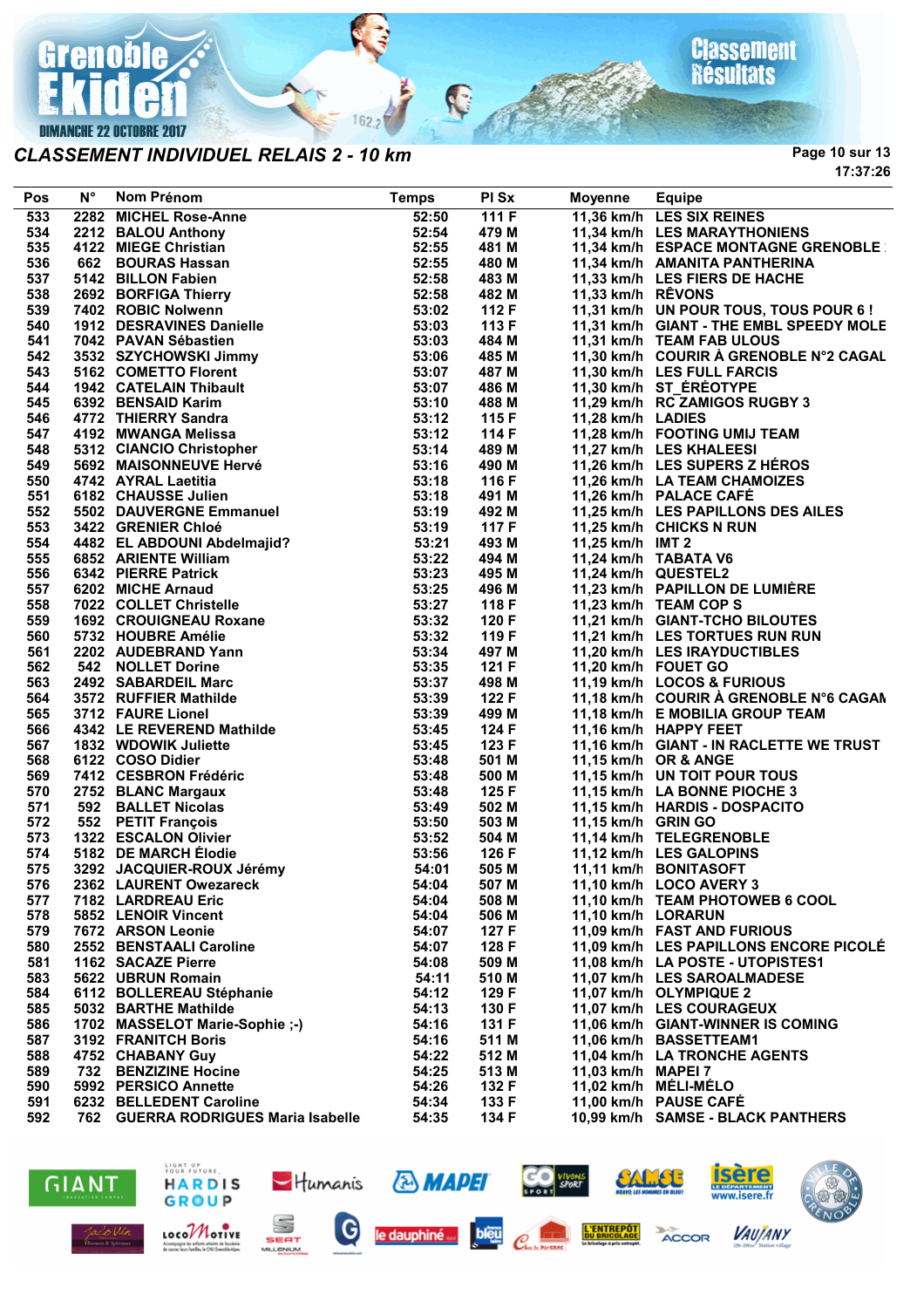## CLASSEMENT INDIVIDUEL RELAIS 2 - 10 km

17:37:26

| Pos | N° | Nom Prénom | Temps | Pl Sx | Moyenne | Equipe |
|---|---|---|---|---|---|---|
| 533 | 2282 | MICHEL Rose-Anne | 52:50 | 111 F | 11,36 km/h | LES SIX REINES |
| 534 | 2212 | BALOU Anthony | 52:54 | 479 M | 11,34 km/h | LES MARAYTHONIENS |
| 535 | 4122 | MIEGE Christian | 52:55 | 481 M | 11,34 km/h | ESPACE MONTAGNE GRENOBLE |
| 536 | 662 | BOURAS Hassan | 52:55 | 480 M | 11,34 km/h | AMANITA PANTHERINA |
| 537 | 5142 | BILLON Fabien | 52:58 | 483 M | 11,33 km/h | LES FIERS DE HACHE |
| 538 | 2692 | BORFIGA Thierry | 52:58 | 482 M | 11,33 km/h | RÊVONS |
| 539 | 7402 | ROBIC Nolwenn | 53:02 | 112 F | 11,31 km/h | UN POUR TOUS, TOUS POUR 6 ! |
| 540 | 1912 | DESRAVINES Danielle | 53:03 | 113 F | 11,31 km/h | GIANT - THE EMBL SPEEDY MOLE |
| 541 | 7042 | PAVAN Sébastien | 53:03 | 484 M | 11,31 km/h | TEAM FAB ULOUS |
| 542 | 3532 | SZYCHOWSKI Jimmy | 53:06 | 485 M | 11,30 km/h | COURIR À GRENOBLE N°2 CAGAL |
| 543 | 5162 | COMETTO Florent | 53:07 | 487 M | 11,30 km/h | LES FULL FARCIS |
| 544 | 1942 | CATELAIN Thibault | 53:07 | 486 M | 11,30 km/h | ST_ÉRÉOTYPE |
| 545 | 6392 | BENSAID Karim | 53:10 | 488 M | 11,29 km/h | RC ZAMIGOS RUGBY 3 |
| 546 | 4772 | THIERRY Sandra | 53:12 | 115 F | 11,28 km/h | LADIES |
| 547 | 4192 | MWANGA Melissa | 53:12 | 114 F | 11,28 km/h | FOOTING UMIJ TEAM |
| 548 | 5312 | CIANCIO Christopher | 53:14 | 489 M | 11,27 km/h | LES KHALEESI |
| 549 | 5692 | MAISONNEUVE Hervé | 53:16 | 490 M | 11,26 km/h | LES SUPERS Z HÉROS |
| 550 | 4742 | AYRAL Laetitia | 53:18 | 116 F | 11,26 km/h | LA TEAM CHAMOIZES |
| 551 | 6182 | CHAUSSE Julien | 53:18 | 491 M | 11,26 km/h | PALACE CAFÉ |
| 552 | 5502 | DAUVERGNE Emmanuel | 53:19 | 492 M | 11,25 km/h | LES PAPILLONS DES AILES |
| 553 | 3422 | GRENIER Chloé | 53:19 | 117 F | 11,25 km/h | CHICKS N RUN |
| 554 | 4482 | EL ABDOUNI Abdelmajid? | 53:21 | 493 M | 11,25 km/h | IMT 2 |
| 555 | 6852 | ARIENTE William | 53:22 | 494 M | 11,24 km/h | TABATA V6 |
| 556 | 6342 | PIERRE Patrick | 53:23 | 495 M | 11,24 km/h | QUESTEL2 |
| 557 | 6202 | MICHE Arnaud | 53:25 | 496 M | 11,23 km/h | PAPILLON DE LUMIÈRE |
| 558 | 7022 | COLLET Christelle | 53:27 | 118 F | 11,23 km/h | TEAM COP S |
| 559 | 1692 | CROUIGNEAU Roxane | 53:32 | 120 F | 11,21 km/h | GIANT-TCHO BILOUTES |
| 560 | 5732 | HOUBRE Amélie | 53:32 | 119 F | 11,21 km/h | LES TORTUES RUN RUN |
| 561 | 2202 | AUDEBRAND Yann | 53:34 | 497 M | 11,20 km/h | LES IRAYDUCTIBLES |
| 562 | 542 | NOLLET Dorine | 53:35 | 121 F | 11,20 km/h | FOUET GO |
| 563 | 2492 | SABARDEIL Marc | 53:37 | 498 M | 11,19 km/h | LOCOS & FURIOUS |
| 564 | 3572 | RUFFIER Mathilde | 53:39 | 122 F | 11,18 km/h | COURIR À GRENOBLE N°6 CAGAN |
| 565 | 3712 | FAURE Lionel | 53:39 | 499 M | 11,18 km/h | E MOBILIA GROUP TEAM |
| 566 | 4342 | LE REVEREND Mathilde | 53:45 | 124 F | 11,16 km/h | HAPPY FEET |
| 567 | 1832 | WDOWIK Juliette | 53:45 | 123 F | 11,16 km/h | GIANT - IN RACLETTE WE TRUST |
| 568 | 6122 | COSO Didier | 53:48 | 501 M | 11,15 km/h | OR & ANGE |
| 569 | 7412 | CESBRON Frédéric | 53:48 | 500 M | 11,15 km/h | UN TOIT POUR TOUS |
| 570 | 2752 | BLANC Margaux | 53:48 | 125 F | 11,15 km/h | LA BONNE PIOCHE 3 |
| 571 | 592 | BALLET Nicolas | 53:49 | 502 M | 11,15 km/h | HARDIS - DOSPACITO |
| 572 | 552 | PETIT François | 53:50 | 503 M | 11,15 km/h | GRIN GO |
| 573 | 1322 | ESCALON Olivier | 53:52 | 504 M | 11,14 km/h | TELEGRENOBLE |
| 574 | 5182 | DE MARCH Élodie | 53:56 | 126 F | 11,12 km/h | LES GALOPINS |
| 575 | 3292 | JACQUIER-ROUX Jérémy | 54:01 | 505 M | 11,11 km/h | BONITASOFT |
| 576 | 2362 | LAURENT Owezareck | 54:04 | 507 M | 11,10 km/h | LOCO AVERY 3 |
| 577 | 7182 | LARDREAU Eric | 54:04 | 508 M | 11,10 km/h | TEAM PHOTOWEB 6 COOL |
| 578 | 5852 | LENOIR Vincent | 54:04 | 506 M | 11,10 km/h | LORARUN |
| 579 | 7672 | ARSON Leonie | 54:07 | 127 F | 11,09 km/h | FAST AND FURIOUS |
| 580 | 2552 | BENSTAALI Caroline | 54:07 | 128 F | 11,09 km/h | LES PAPILLONS ENCORE PICOLÉ |
| 581 | 1162 | SACAZE Pierre | 54:08 | 509 M | 11,08 km/h | LA POSTE - UTOPISTES1 |
| 583 | 5622 | UBRUN Romain | 54:11 | 510 M | 11,07 km/h | LES SAROALMADESE |
| 584 | 6112 | BOLLEREAU Stéphanie | 54:12 | 129 F | 11,07 km/h | OLYMPIQUE 2 |
| 585 | 5032 | BARTHE Mathilde | 54:13 | 130 F | 11,07 km/h | LES COURAGEUX |
| 586 | 1702 | MASSELOT Marie-Sophie ;-) | 54:16 | 131 F | 11,06 km/h | GIANT-WINNER IS COMING |
| 587 | 3192 | FRANTICH Boris | 54:16 | 511 M | 11,06 km/h | BASSETTEAM1 |
| 588 | 4752 | CHABANY Guy | 54:22 | 512 M | 11,04 km/h | LA TRONCHE AGENTS |
| 589 | 732 | BENZIZINE Hocine | 54:25 | 513 M | 11,03 km/h | MAPEI 7 |
| 590 | 5992 | PERSICO Annette | 54:26 | 132 F | 11,02 km/h | MÉLI-MÉLO |
| 591 | 6232 | BELLEDENT Caroline | 54:34 | 133 F | 11,00 km/h | PAUSE CAFÉ |
| 592 | 762 | GUERRA RODRIGUES Maria Isabelle | 54:35 | 134 F | 10,99 km/h | SAMSE - BLACK PANTHERS |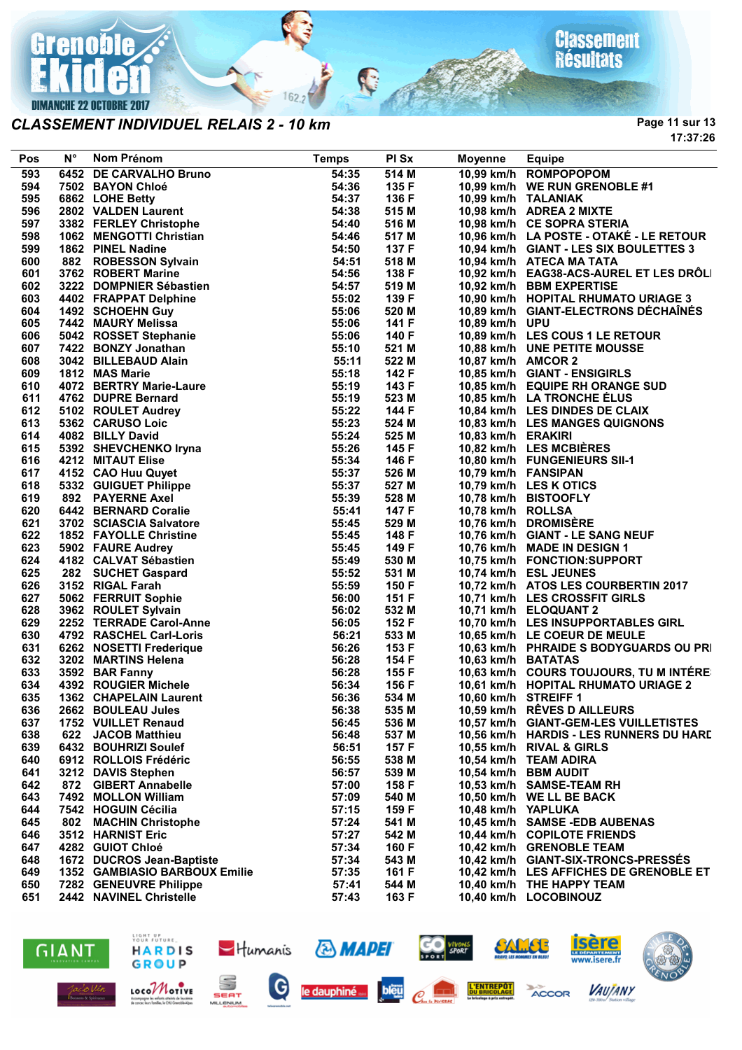# CLASSEMENT INDIVIDUEL RELAIS 2 - 10 km

Grenoble Ekiden — DIMANCHE 22 OCTOBRE 2017 — Classement Résultats

17:37:26

| Pos | N° | Nom Prénom | Temps | Pl Sx | Moyenne | Equipe |
|---|---|---|---|---|---|---|
| 593 | 6452 | DE CARVALHO Bruno | 54:35 | 514 M | 10,99 km/h | ROMPOPOPOM |
| 594 | 7502 | BAYON Chloé | 54:36 | 135 F | 10,99 km/h | WE RUN GRENOBLE #1 |
| 595 | 6862 | LOHE Betty | 54:37 | 136 F | 10,99 km/h | TALANIAK |
| 596 | 2802 | VALDEN Laurent | 54:38 | 515 M | 10,98 km/h | ADREA 2 MIXTE |
| 597 | 3382 | FERLEY Christophe | 54:40 | 516 M | 10,98 km/h | CE SOPRA STERIA |
| 598 | 1062 | MENGOTTI Christian | 54:46 | 517 M | 10,96 km/h | LA POSTE - OTAKÉ - LE RETOUR |
| 599 | 1862 | PINEL Nadine | 54:50 | 137 F | 10,94 km/h | GIANT - LES SIX BOULETTES 3 |
| 600 | 882 | ROBESSON Sylvain | 54:51 | 518 M | 10,94 km/h | ATECA MA TATA |
| 601 | 3762 | ROBERT Marine | 54:56 | 138 F | 10,92 km/h | EAG38-ACS-AUREL ET LES DRÔLI |
| 602 | 3222 | DOMPNIER Sébastien | 54:57 | 519 M | 10,92 km/h | BBM EXPERTISE |
| 603 | 4402 | FRAPPAT Delphine | 55:02 | 139 F | 10,90 km/h | HOPITAL RHUMATO URIAGE 3 |
| 604 | 1492 | SCHOEHN Guy | 55:06 | 520 M | 10,89 km/h | GIANT-ELECTRONS DÉCHAÎNÉS |
| 605 | 7442 | MAURY Melissa | 55:06 | 141 F | 10,89 km/h | UPU |
| 606 | 5042 | ROSSET Stephanie | 55:06 | 140 F | 10,89 km/h | LES COUS 1 LE RETOUR |
| 607 | 7422 | BONZY Jonathan | 55:10 | 521 M | 10,88 km/h | UNE PETITE MOUSSE |
| 608 | 3042 | BILLEBAUD Alain | 55:11 | 522 M | 10,87 km/h | AMCOR 2 |
| 609 | 1812 | MAS Marie | 55:18 | 142 F | 10,85 km/h | GIANT - ENSIGIRLS |
| 610 | 4072 | BERTRY Marie-Laure | 55:19 | 143 F | 10,85 km/h | EQUIPE RH ORANGE SUD |
| 611 | 4762 | DUPRE Bernard | 55:19 | 523 M | 10,85 km/h | LA TRONCHE ÉLUS |
| 612 | 5102 | ROULET Audrey | 55:22 | 144 F | 10,84 km/h | LES DINDES DE CLAIX |
| 613 | 5362 | CARUSO Loic | 55:23 | 524 M | 10,83 km/h | LES MANGES QUIGNONS |
| 614 | 4082 | BILLY David | 55:24 | 525 M | 10,83 km/h | ERAKIRI |
| 615 | 5392 | SHEVCHENKO Iryna | 55:26 | 145 F | 10,82 km/h | LES MCBIÈRES |
| 616 | 4212 | MITAUT Elise | 55:34 | 146 F | 10,80 km/h | FUNGENIEURS SII-1 |
| 617 | 4152 | CAO Huu Quyet | 55:37 | 526 M | 10,79 km/h | FANSIPAN |
| 618 | 5332 | GUIGUET Philippe | 55:37 | 527 M | 10,79 km/h | LES K OTICS |
| 619 | 892 | PAYERNE Axel | 55:39 | 528 M | 10,78 km/h | BISTOOFLY |
| 620 | 6442 | BERNARD Coralie | 55:41 | 147 F | 10,78 km/h | ROLLSA |
| 621 | 3702 | SCIASCIA Salvatore | 55:45 | 529 M | 10,76 km/h | DROMISÈRE |
| 622 | 1852 | FAYOLLE Christine | 55:45 | 148 F | 10,76 km/h | GIANT - LE SANG NEUF |
| 623 | 5902 | FAURE Audrey | 55:45 | 149 F | 10,76 km/h | MADE IN DESIGN 1 |
| 624 | 4182 | CALVAT Sébastien | 55:49 | 530 M | 10,75 km/h | FONCTION:SUPPORT |
| 625 | 282 | SUCHET Gaspard | 55:52 | 531 M | 10,74 km/h | ESL JEUNES |
| 626 | 3152 | RIGAL Farah | 55:59 | 150 F | 10,72 km/h | ATOS LES COURBERTIN 2017 |
| 627 | 5062 | FERRUIT Sophie | 56:00 | 151 F | 10,71 km/h | LES CROSSFIT GIRLS |
| 628 | 3962 | ROULET Sylvain | 56:02 | 532 M | 10,71 km/h | ELOQUANT 2 |
| 629 | 2252 | TERRADE Carol-Anne | 56:05 | 152 F | 10,70 km/h | LES INSUPPORTABLES GIRL |
| 630 | 4792 | RASCHEL Carl-Loris | 56:21 | 533 M | 10,65 km/h | LE COEUR DE MEULE |
| 631 | 6262 | NOSETTI Frederique | 56:26 | 153 F | 10,63 km/h | PHRAIDE S BODYGUARDS OU PRI |
| 632 | 3202 | MARTINS Helena | 56:28 | 154 F | 10,63 km/h | BATATAS |
| 633 | 3592 | BAR Fanny | 56:28 | 155 F | 10,63 km/h | COURS TOUJOURS, TU M INTÉRE |
| 634 | 4392 | ROUGIER Michele | 56:34 | 156 F | 10,61 km/h | HOPITAL RHUMATO URIAGE 2 |
| 635 | 1362 | CHAPELAIN Laurent | 56:36 | 534 M | 10,60 km/h | STREIFF 1 |
| 636 | 2662 | BOULEAU Jules | 56:38 | 535 M | 10,59 km/h | RÊVES D AILLEURS |
| 637 | 1752 | VUILLET Renaud | 56:45 | 536 M | 10,57 km/h | GIANT-GEM-LES VUILLETISTES |
| 638 | 622 | JACOB Matthieu | 56:48 | 537 M | 10,56 km/h | HARDIS - LES RUNNERS DU HARD |
| 639 | 6432 | BOUHRIZI Soulef | 56:51 | 157 F | 10,55 km/h | RIVAL & GIRLS |
| 640 | 6912 | ROLLOIS Frédéric | 56:55 | 538 M | 10,54 km/h | TEAM ADIRA |
| 641 | 3212 | DAVIS Stephen | 56:57 | 539 M | 10,54 km/h | BBM AUDIT |
| 642 | 872 | GIBERT Annabelle | 57:00 | 158 F | 10,53 km/h | SAMSE-TEAM RH |
| 643 | 7492 | MOLLON William | 57:09 | 540 M | 10,50 km/h | WE LL BE BACK |
| 644 | 7542 | HOGUIN Cécilia | 57:15 | 159 F | 10,48 km/h | YAPLUKA |
| 645 | 802 | MACHIN Christophe | 57:24 | 541 M | 10,45 km/h | SAMSE -EDB AUBENAS |
| 646 | 3512 | HARNIST Eric | 57:27 | 542 M | 10,44 km/h | COPILOTE FRIENDS |
| 647 | 4282 | GUIOT Chloé | 57:34 | 160 F | 10,42 km/h | GRENOBLE TEAM |
| 648 | 1672 | DUCROS Jean-Baptiste | 57:34 | 543 M | 10,42 km/h | GIANT-SIX-TRONCS-PRESSÉS |
| 649 | 1352 | GAMBIASIO BARBOUX Emilie | 57:35 | 161 F | 10,42 km/h | LES AFFICHES DE GRENOBLE ET |
| 650 | 7282 | GENEUVRE Philippe | 57:41 | 544 M | 10,40 km/h | THE HAPPY TEAM |
| 651 | 2442 | NAVINEL Christelle | 57:43 | 163 F | 10,40 km/h | LOCOBINOUZ |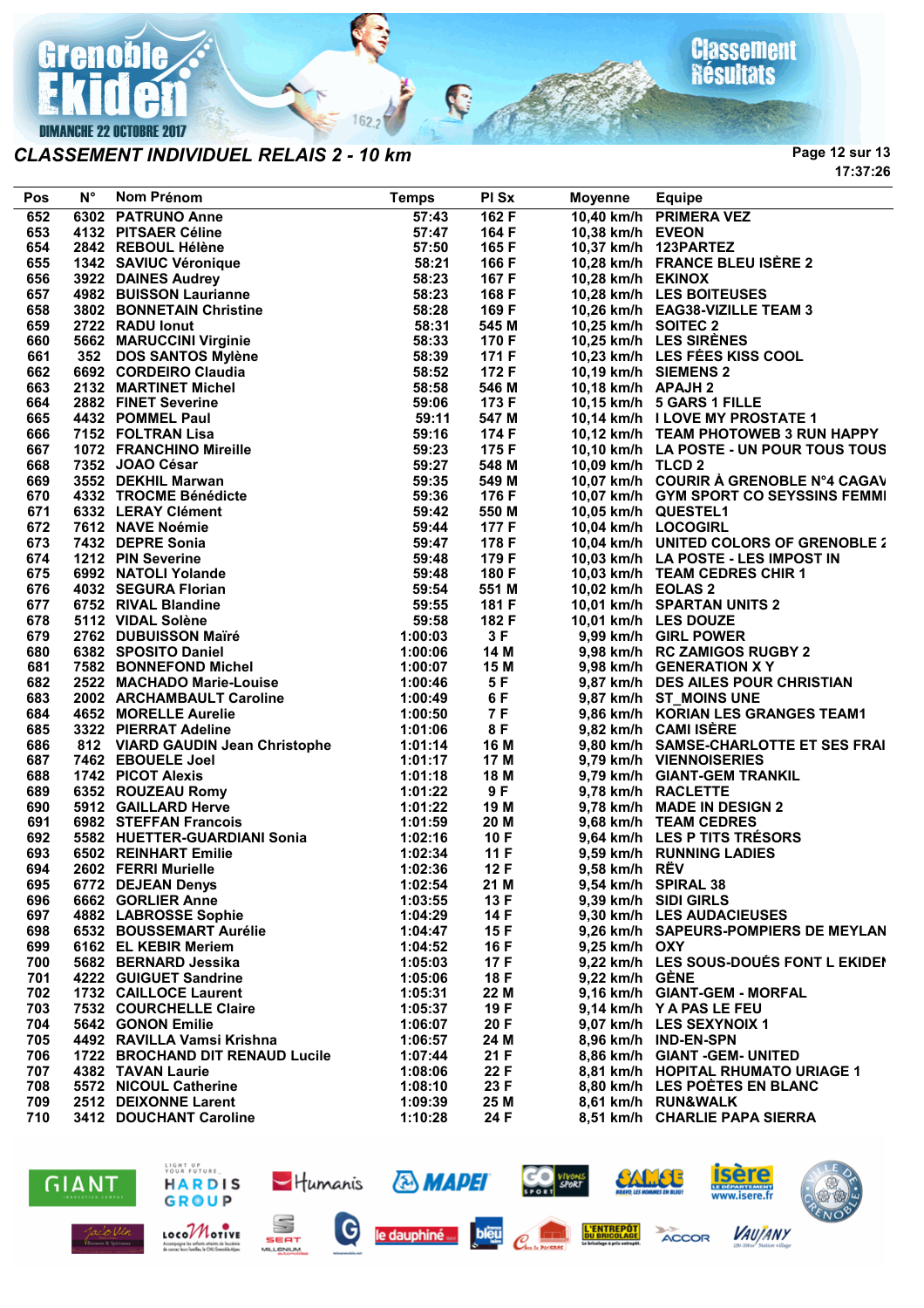# CLASSEMENT INDIVIDUEL RELAIS 2 - 10 km

17:37:26

| Pos | N° | Nom Prénom | Temps | Pl Sx | Moyenne | Equipe |
|---|---|---|---|---|---|---|
| 652 | 6302 | PATRUNO Anne | 57:43 | 162 F | 10,40 km/h | PRIMERA VEZ |
| 653 | 4132 | PITSAER Céline | 57:47 | 164 F | 10,38 km/h | EVEON |
| 654 | 2842 | REBOUL Hélène | 57:50 | 165 F | 10,37 km/h | 123PARTEZ |
| 655 | 1342 | SAVIUC Véronique | 58:21 | 166 F | 10,28 km/h | FRANCE BLEU ISÈRE 2 |
| 656 | 3922 | DAINES Audrey | 58:23 | 167 F | 10,28 km/h | EKINOX |
| 657 | 4982 | BUISSON Laurianne | 58:23 | 168 F | 10,28 km/h | LES BOITEUSES |
| 658 | 3802 | BONNETAIN Christine | 58:28 | 169 F | 10,26 km/h | EAG38-VIZILLE TEAM 3 |
| 659 | 2722 | RADU Ionut | 58:31 | 545 M | 10,25 km/h | SOITEC 2 |
| 660 | 5662 | MARUCCINI Virginie | 58:33 | 170 F | 10,25 km/h | LES SIRÈNES |
| 661 | 352 | DOS SANTOS Mylène | 58:39 | 171 F | 10,23 km/h | LES FÉES KISS COOL |
| 662 | 6692 | CORDEIRO Claudia | 58:52 | 172 F | 10,19 km/h | SIEMENS 2 |
| 663 | 2132 | MARTINET Michel | 58:58 | 546 M | 10,18 km/h | APAJH 2 |
| 664 | 2882 | FINET Severine | 59:06 | 173 F | 10,15 km/h | 5 GARS 1 FILLE |
| 665 | 4432 | POMMEL Paul | 59:11 | 547 M | 10,14 km/h | I LOVE MY PROSTATE 1 |
| 666 | 7152 | FOLTRAN Lisa | 59:16 | 174 F | 10,12 km/h | TEAM PHOTOWEB 3 RUN HAPPY |
| 667 | 1072 | FRANCHINO Mireille | 59:23 | 175 F | 10,10 km/h | LA POSTE - UN POUR TOUS TOUS |
| 668 | 7352 | JOAO César | 59:27 | 548 M | 10,09 km/h | TLCD 2 |
| 669 | 3552 | DEKHIL Marwan | 59:35 | 549 M | 10,07 km/h | COURIR À GRENOBLE N°4 CAGAV |
| 670 | 4332 | TROCME Bénédicte | 59:36 | 176 F | 10,07 km/h | GYM SPORT CO SEYSSINS FEMMI |
| 671 | 6332 | LERAY Clément | 59:42 | 550 M | 10,05 km/h | QUESTEL1 |
| 672 | 7612 | NAVE Noémie | 59:44 | 177 F | 10,04 km/h | LOCOGIRL |
| 673 | 7432 | DEPRE Sonia | 59:47 | 178 F | 10,04 km/h | UNITED COLORS OF GRENOBLE 2 |
| 674 | 1212 | PIN Severine | 59:48 | 179 F | 10,03 km/h | LA POSTE - LES IMPOST IN |
| 675 | 6992 | NATOLI Yolande | 59:48 | 180 F | 10,03 km/h | TEAM CEDRES CHIR 1 |
| 676 | 4032 | SEGURA Florian | 59:54 | 551 M | 10,02 km/h | EOLAS 2 |
| 677 | 6752 | RIVAL Blandine | 59:55 | 181 F | 10,01 km/h | SPARTAN UNITS 2 |
| 678 | 5112 | VIDAL Solène | 59:58 | 182 F | 10,01 km/h | LES DOUZE |
| 679 | 2762 | DUBUISSON Maïré | 1:00:03 | 3 F | 9,99 km/h | GIRL POWER |
| 680 | 6382 | SPOSITO Daniel | 1:00:06 | 14 M | 9,98 km/h | RC ZAMIGOS RUGBY 2 |
| 681 | 7582 | BONNEFOND Michel | 1:00:07 | 15 M | 9,98 km/h | GENERATION X Y |
| 682 | 2522 | MACHADO Marie-Louise | 1:00:46 | 5 F | 9,87 km/h | DES AILES POUR CHRISTIAN |
| 683 | 2002 | ARCHAMBAULT Caroline | 1:00:49 | 6 F | 9,87 km/h | ST_MOINS UNE |
| 684 | 4652 | MORELLE Aurelie | 1:00:50 | 7 F | 9,86 km/h | KORIAN LES GRANGES TEAM1 |
| 685 | 3322 | PIERRAT Adeline | 1:01:06 | 8 F | 9,82 km/h | CAMI ISÈRE |
| 686 | 812 | VIARD GAUDIN Jean Christophe | 1:01:14 | 16 M | 9,80 km/h | SAMSE-CHARLOTTE ET SES FRAI |
| 687 | 7462 | EBOUELE Joel | 1:01:17 | 17 M | 9,79 km/h | VIENNOISERIES |
| 688 | 1742 | PICOT Alexis | 1:01:18 | 18 M | 9,79 km/h | GIANT-GEM TRANKIL |
| 689 | 6352 | ROUZEAU Romy | 1:01:22 | 9 F | 9,78 km/h | RACLETTE |
| 690 | 5912 | GAILLARD Herve | 1:01:22 | 19 M | 9,78 km/h | MADE IN DESIGN 2 |
| 691 | 6982 | STEFFAN Francois | 1:01:59 | 20 M | 9,68 km/h | TEAM CEDRES |
| 692 | 5582 | HUETTER-GUARDIANI Sonia | 1:02:16 | 10 F | 9,64 km/h | LES P TITS TRÉSORS |
| 693 | 6502 | REINHART Emilie | 1:02:34 | 11 F | 9,59 km/h | RUNNING LADIES |
| 694 | 2602 | FERRI Murielle | 1:02:36 | 12 F | 9,58 km/h | RËV |
| 695 | 6772 | DEJEAN Denys | 1:02:54 | 21 M | 9,54 km/h | SPIRAL 38 |
| 696 | 6662 | GORLIER Anne | 1:03:55 | 13 F | 9,39 km/h | SIDI GIRLS |
| 697 | 4882 | LABROSSE Sophie | 1:04:29 | 14 F | 9,30 km/h | LES AUDACIEUSES |
| 698 | 6532 | BOUSSEMART Aurélie | 1:04:47 | 15 F | 9,26 km/h | SAPEURS-POMPIERS DE MEYLAN |
| 699 | 6162 | EL KEBIR Meriem | 1:04:52 | 16 F | 9,25 km/h | OXY |
| 700 | 5682 | BERNARD Jessika | 1:05:03 | 17 F | 9,22 km/h | LES SOUS-DOUÉS FONT L EKIDEN |
| 701 | 4222 | GUIGUET Sandrine | 1:05:06 | 18 F | 9,22 km/h | GÈNE |
| 702 | 1732 | CAILLOCE Laurent | 1:05:31 | 22 M | 9,16 km/h | GIANT-GEM - MORFAL |
| 703 | 7532 | COURCHELLE Claire | 1:05:37 | 19 F | 9,14 km/h | Y A PAS LE FEU |
| 704 | 5642 | GONON Emilie | 1:06:07 | 20 F | 9,07 km/h | LES SEXYNOIX 1 |
| 705 | 4492 | RAVILLA Vamsi Krishna | 1:06:57 | 24 M | 8,96 km/h | IND-EN-SPN |
| 706 | 1722 | BROCHAND DIT RENAUD Lucile | 1:07:44 | 21 F | 8,86 km/h | GIANT -GEM- UNITED |
| 707 | 4382 | TAVAN Laurie | 1:08:06 | 22 F | 8,81 km/h | HOPITAL RHUMATO URIAGE 1 |
| 708 | 5572 | NICOUL Catherine | 1:08:10 | 23 F | 8,80 km/h | LES POÈTES EN BLANC |
| 709 | 2512 | DEIXONNE Larent | 1:09:39 | 25 M | 8,61 km/h | RUN&WALK |
| 710 | 3412 | DOUCHANT Caroline | 1:10:28 | 24 F | 8,51 km/h | CHARLIE PAPA SIERRA |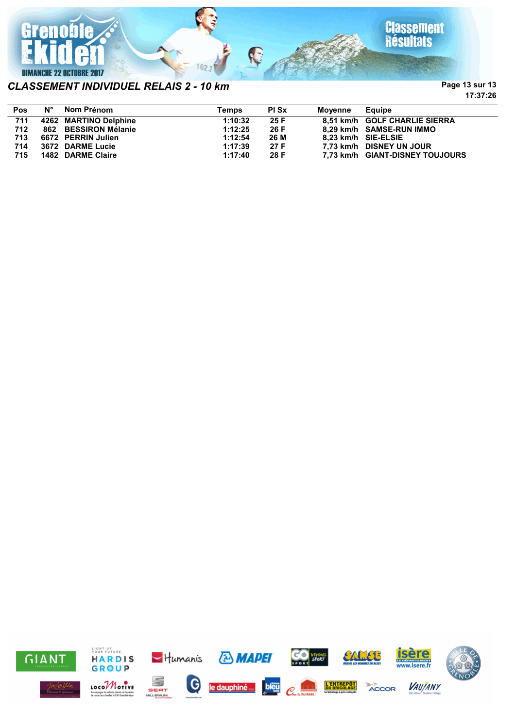## CLASSEMENT INDIVIDUEL RELAIS 2 - 10 km

17:37:26

| Pos | N° | Nom Prénom | Temps | Pl Sx | Moyenne | Equipe |
|---|---|---|---|---|---|---|
| 711 | 4262 | MARTINO Delphine | 1:10:32 | 25 F | 8,51 km/h | GOLF CHARLIE SIERRA |
| 712 | 862 | BESSIRON Mélanie | 1:12:25 | 26 F | 8,29 km/h | SAMSE-RUN IMMO |
| 713 | 6672 | PERRIN Julien | 1:12:54 | 26 M | 8,23 km/h | SIE-ELSIE |
| 714 | 3672 | DARME Lucie | 1:17:39 | 27 F | 7,73 km/h | DISNEY UN JOUR |
| 715 | 1482 | DARME Claire | 1:17:40 | 28 F | 7,73 km/h | GIANT-DISNEY TOUJOURS |